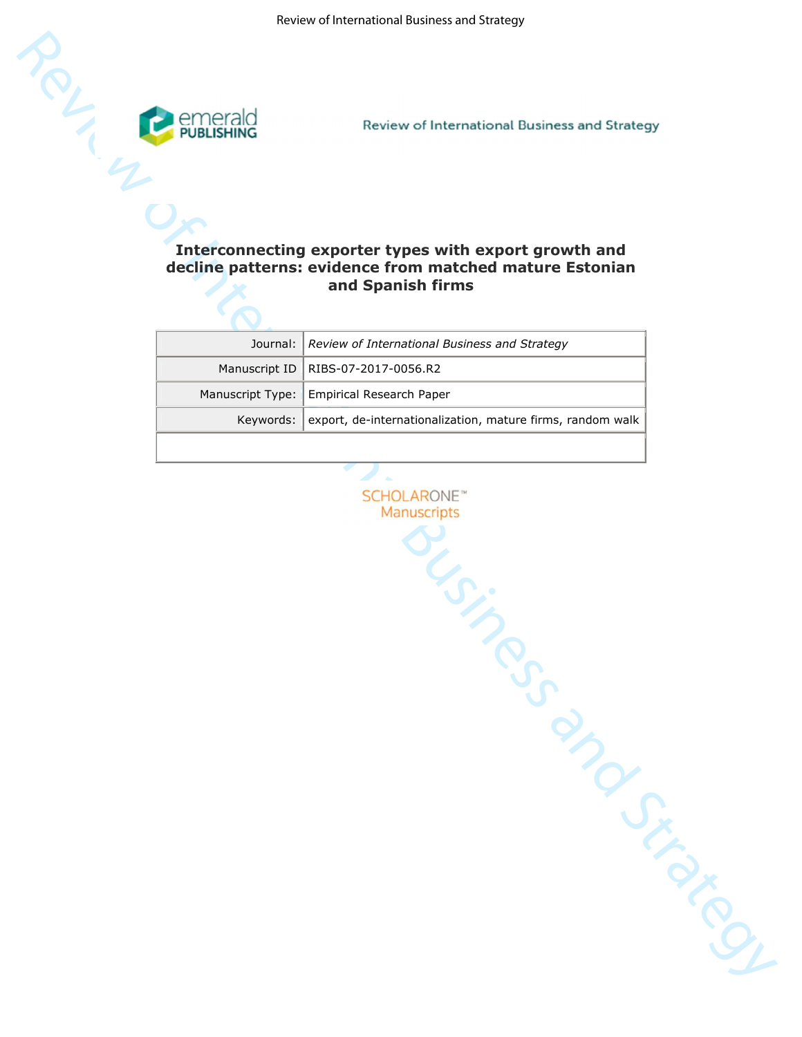# Interconnecting exporter types with export growth and decline patterns: evidence from matched mature Estonian and Spanish firms

| | |
|---|---|
| Journal: | *Review of International Business and Strategy* |
| Manuscript ID | RIBS-07-2017-0056.R2 |
| Manuscript Type: | Empirical Research Paper |
| Keywords: | export, de-internationalization, mature firms, random walk |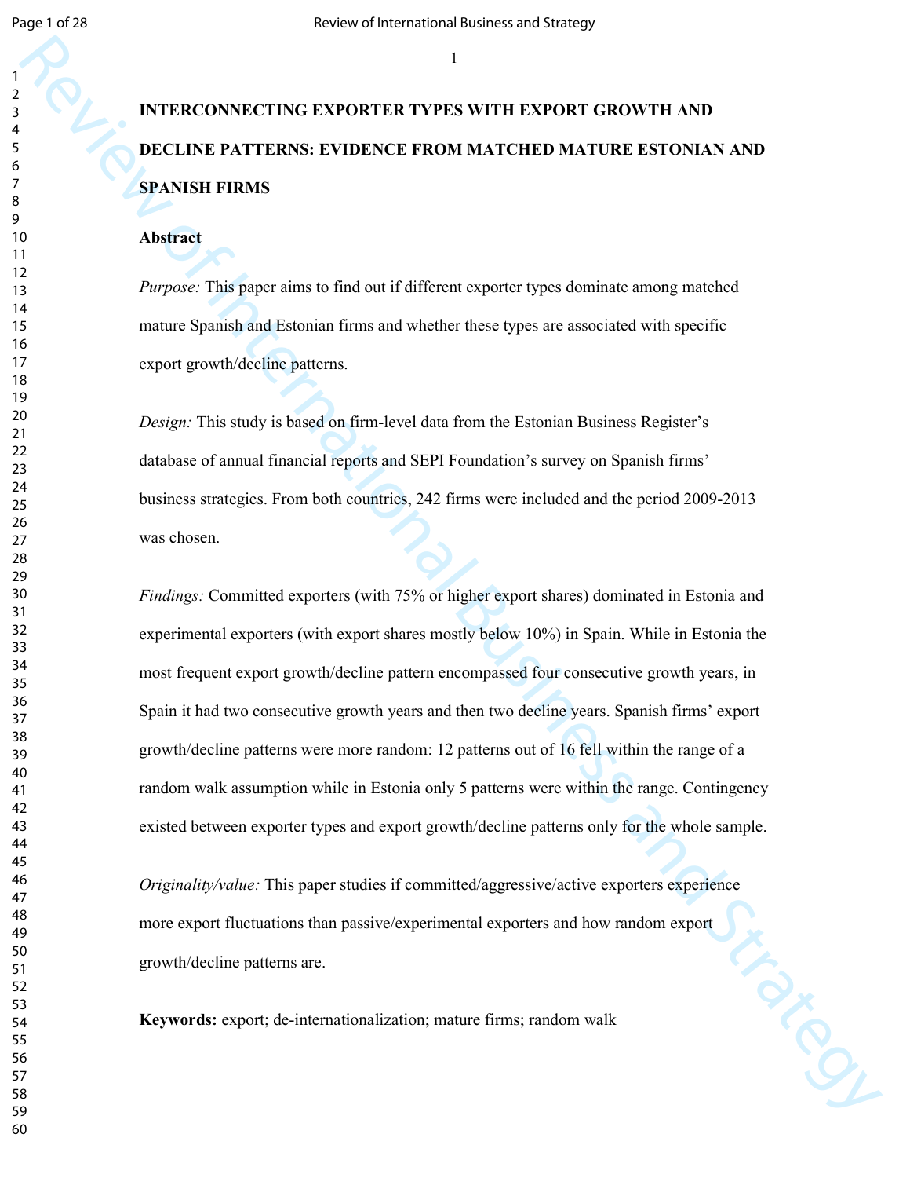# INTERCONNECTING EXPORTER TYPES WITH EXPORT GROWTH AND DECLINE PATTERNS: EVIDENCE FROM MATCHED MATURE ESTONIAN AND SPANISH FIRMS

## Abstract

*Purpose:* This paper aims to find out if different exporter types dominate among matched mature Spanish and Estonian firms and whether these types are associated with specific export growth/decline patterns.

*Design:* This study is based on firm-level data from the Estonian Business Register's database of annual financial reports and SEPI Foundation's survey on Spanish firms' business strategies. From both countries, 242 firms were included and the period 2009-2013 was chosen.

*Findings:* Committed exporters (with 75% or higher export shares) dominated in Estonia and experimental exporters (with export shares mostly below 10%) in Spain. While in Estonia the most frequent export growth/decline pattern encompassed four consecutive growth years, in Spain it had two consecutive growth years and then two decline years. Spanish firms' export growth/decline patterns were more random: 12 patterns out of 16 fell within the range of a random walk assumption while in Estonia only 5 patterns were within the range. Contingency existed between exporter types and export growth/decline patterns only for the whole sample.

*Originality/value:* This paper studies if committed/aggressive/active exporters experience more export fluctuations than passive/experimental exporters and how random export growth/decline patterns are.

**Keywords:** export; de-internationalization; mature firms; random walk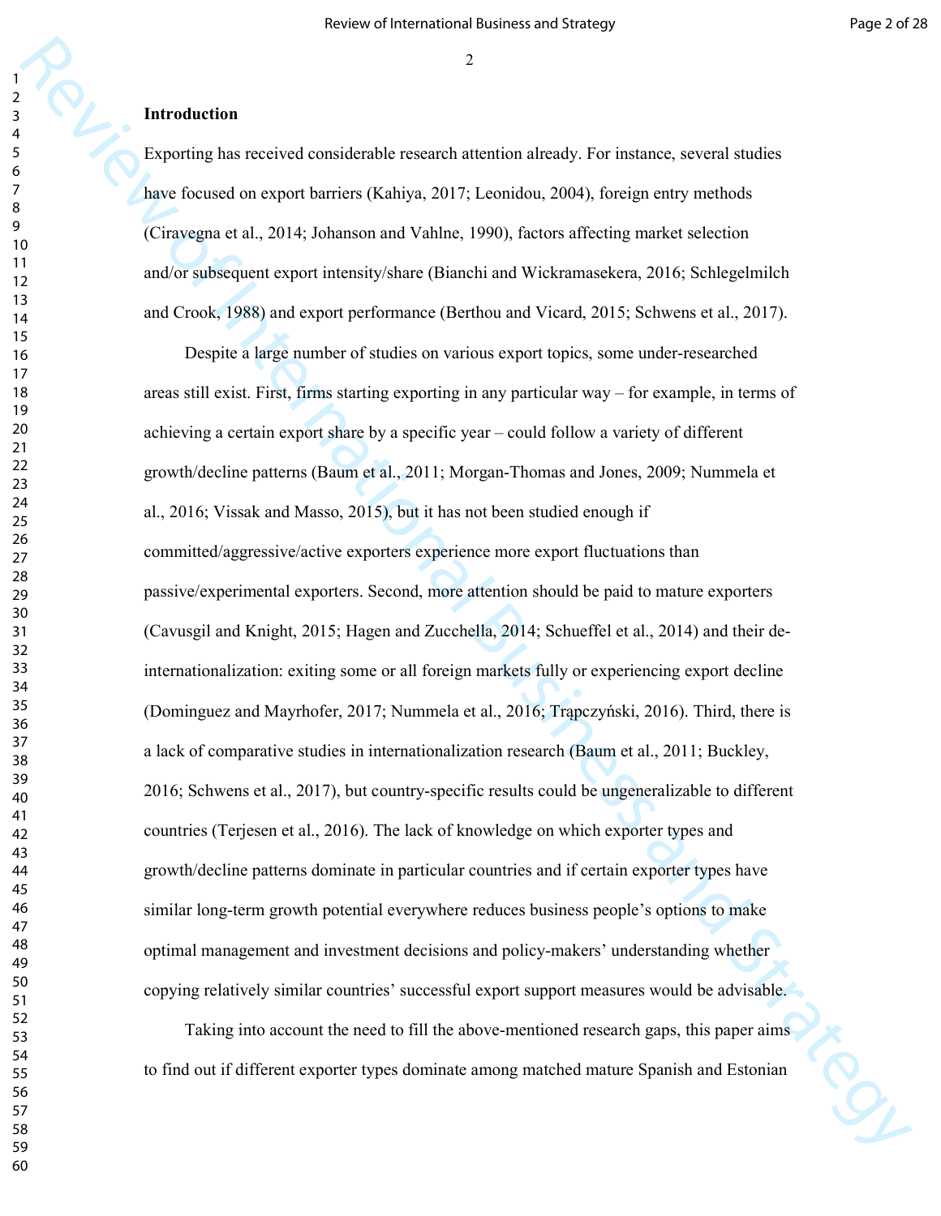## Introduction

Exporting has received considerable research attention already. For instance, several studies have focused on export barriers (Kahiya, 2017; Leonidou, 2004), foreign entry methods (Ciravegna et al., 2014; Johanson and Vahlne, 1990), factors affecting market selection and/or subsequent export intensity/share (Bianchi and Wickramasekera, 2016; Schlegelmilch and Crook, 1988) and export performance (Berthou and Vicard, 2015; Schwens et al., 2017).

Despite a large number of studies on various export topics, some under-researched areas still exist. First, firms starting exporting in any particular way – for example, in terms of achieving a certain export share by a specific year – could follow a variety of different growth/decline patterns (Baum et al., 2011; Morgan-Thomas and Jones, 2009; Nummela et al., 2016; Vissak and Masso, 2015), but it has not been studied enough if committed/aggressive/active exporters experience more export fluctuations than passive/experimental exporters. Second, more attention should be paid to mature exporters (Cavusgil and Knight, 2015; Hagen and Zucchella, 2014; Schueffel et al., 2014) and their de-internationalization: exiting some or all foreign markets fully or experiencing export decline (Dominguez and Mayrhofer, 2017; Nummela et al., 2016; Trąpczyński, 2016). Third, there is a lack of comparative studies in internationalization research (Baum et al., 2011; Buckley, 2016; Schwens et al., 2017), but country-specific results could be ungeneralizable to different countries (Terjesen et al., 2016). The lack of knowledge on which exporter types and growth/decline patterns dominate in particular countries and if certain exporter types have similar long-term growth potential everywhere reduces business people's options to make optimal management and investment decisions and policy-makers' understanding whether copying relatively similar countries' successful export support measures would be advisable.

Taking into account the need to fill the above-mentioned research gaps, this paper aims to find out if different exporter types dominate among matched mature Spanish and Estonian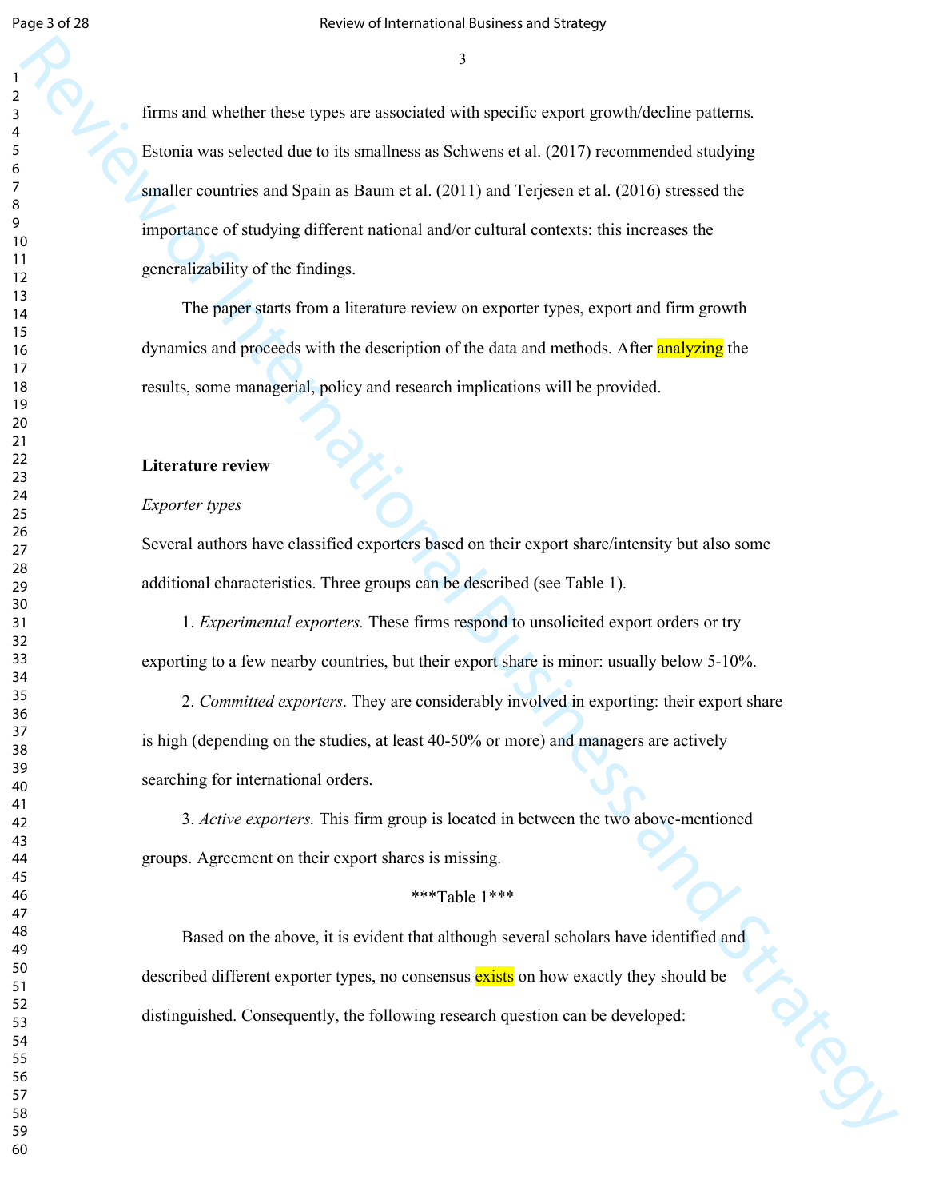firms and whether these types are associated with specific export growth/decline patterns. Estonia was selected due to its smallness as Schwens et al. (2017) recommended studying smaller countries and Spain as Baum et al. (2011) and Terjesen et al. (2016) stressed the importance of studying different national and/or cultural contexts: this increases the generalizability of the findings.

The paper starts from a literature review on exporter types, export and firm growth dynamics and proceeds with the description of the data and methods. After analyzing the results, some managerial, policy and research implications will be provided.

## Literature review

### *Exporter types*

Several authors have classified exporters based on their export share/intensity but also some additional characteristics. Three groups can be described (see Table 1).

1. *Experimental exporters.* These firms respond to unsolicited export orders or try exporting to a few nearby countries, but their export share is minor: usually below 5-10%.

2. *Committed exporters*. They are considerably involved in exporting: their export share is high (depending on the studies, at least 40-50% or more) and managers are actively searching for international orders.

3. *Active exporters.* This firm group is located in between the two above-mentioned groups. Agreement on their export shares is missing.

***Table 1***

Based on the above, it is evident that although several scholars have identified and described different exporter types, no consensus exists on how exactly they should be distinguished. Consequently, the following research question can be developed: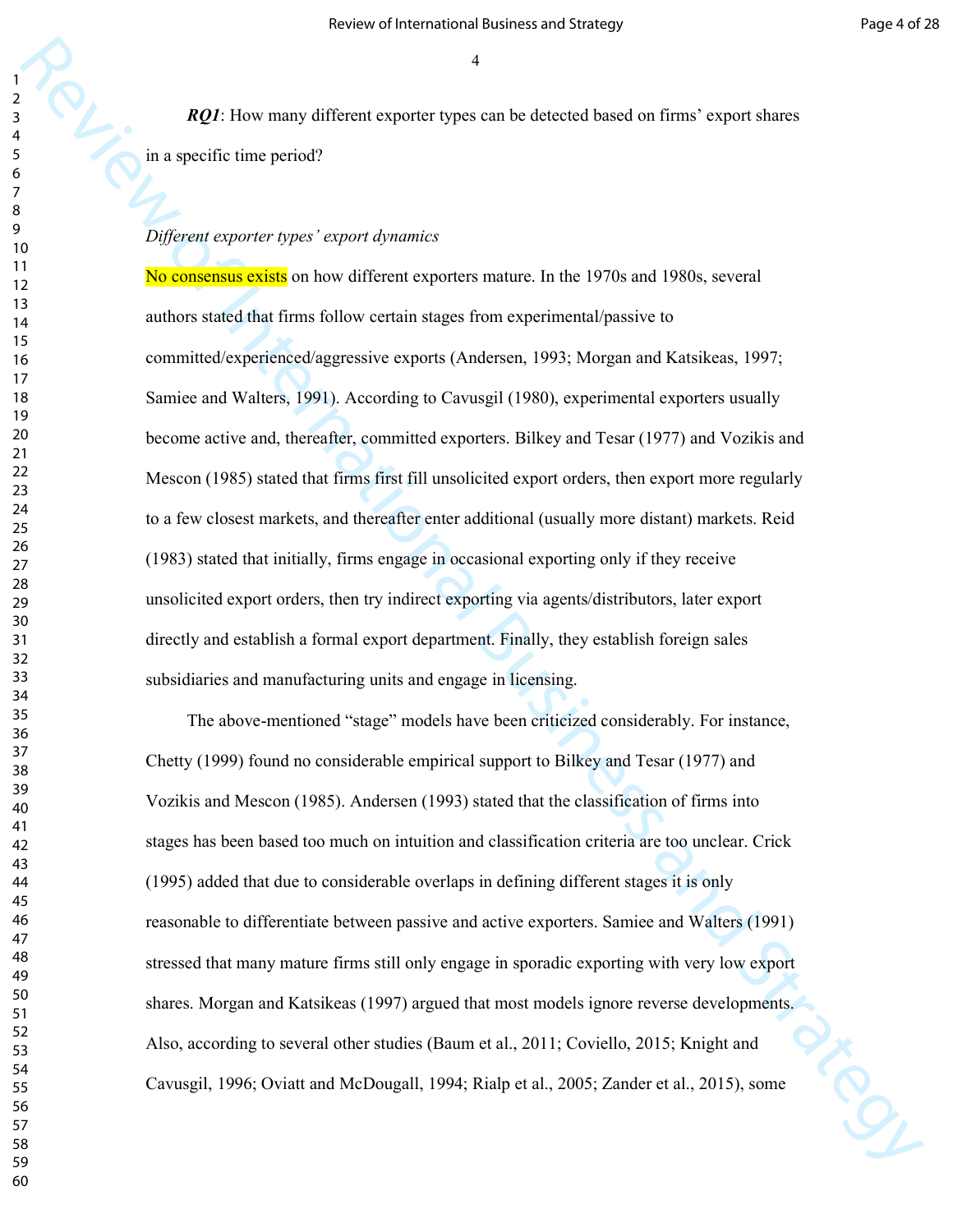***RQ1***: How many different exporter types can be detected based on firms' export shares in a specific time period?

*Different exporter types' export dynamics*

No consensus exists on how different exporters mature. In the 1970s and 1980s, several authors stated that firms follow certain stages from experimental/passive to committed/experienced/aggressive exports (Andersen, 1993; Morgan and Katsikeas, 1997; Samiee and Walters, 1991). According to Cavusgil (1980), experimental exporters usually become active and, thereafter, committed exporters. Bilkey and Tesar (1977) and Vozikis and Mescon (1985) stated that firms first fill unsolicited export orders, then export more regularly to a few closest markets, and thereafter enter additional (usually more distant) markets. Reid (1983) stated that initially, firms engage in occasional exporting only if they receive unsolicited export orders, then try indirect exporting via agents/distributors, later export directly and establish a formal export department. Finally, they establish foreign sales subsidiaries and manufacturing units and engage in licensing.

The above-mentioned "stage" models have been criticized considerably. For instance, Chetty (1999) found no considerable empirical support to Bilkey and Tesar (1977) and Vozikis and Mescon (1985). Andersen (1993) stated that the classification of firms into stages has been based too much on intuition and classification criteria are too unclear. Crick (1995) added that due to considerable overlaps in defining different stages it is only reasonable to differentiate between passive and active exporters. Samiee and Walters (1991) stressed that many mature firms still only engage in sporadic exporting with very low export shares. Morgan and Katsikeas (1997) argued that most models ignore reverse developments. Also, according to several other studies (Baum et al., 2011; Coviello, 2015; Knight and Cavusgil, 1996; Oviatt and McDougall, 1994; Rialp et al., 2005; Zander et al., 2015), some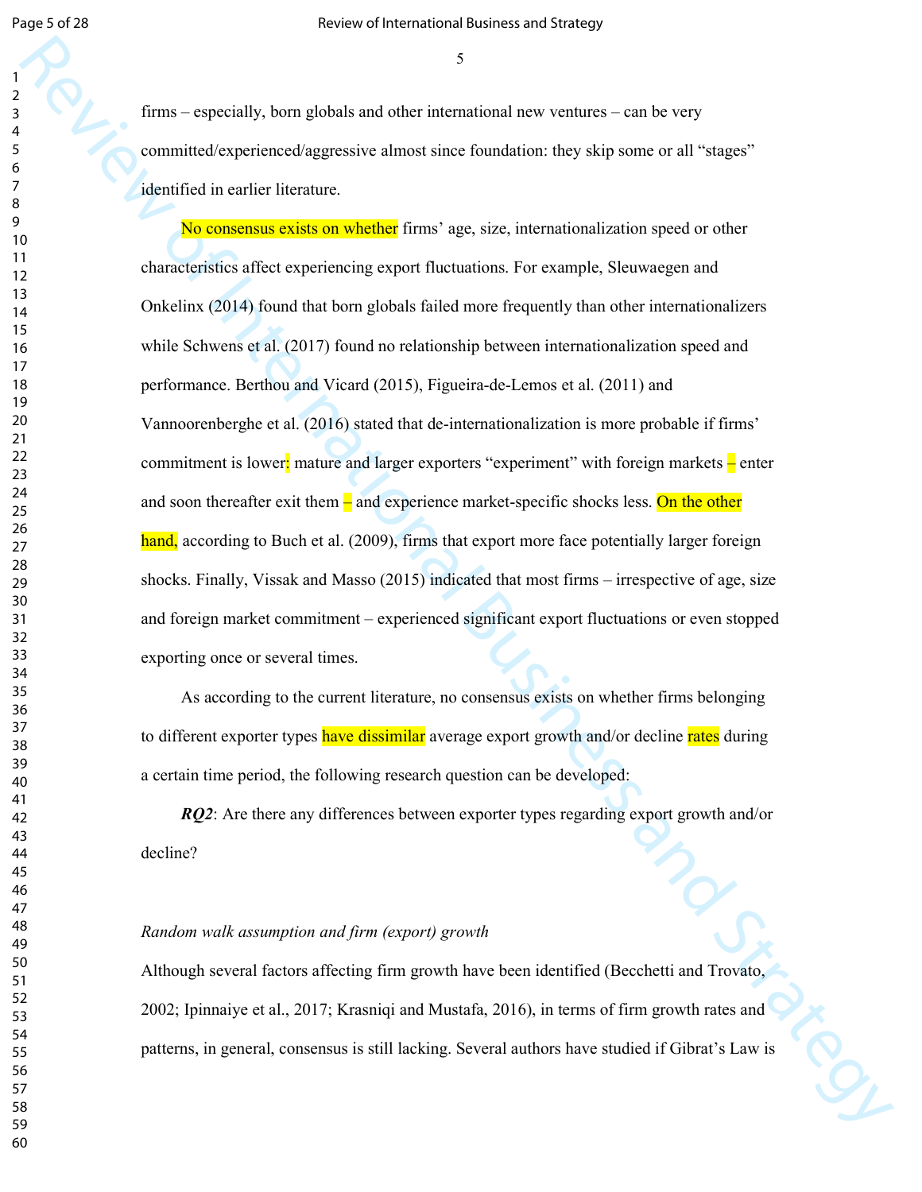firms – especially, born globals and other international new ventures – can be very committed/experienced/aggressive almost since foundation: they skip some or all "stages" identified in earlier literature.

No consensus exists on whether firms' age, size, internationalization speed or other characteristics affect experiencing export fluctuations. For example, Sleuwaegen and Onkelinx (2014) found that born globals failed more frequently than other internationalizers while Schwens et al. (2017) found no relationship between internationalization speed and performance. Berthou and Vicard (2015), Figueira-de-Lemos et al. (2011) and Vannoorenberghe et al. (2016) stated that de-internationalization is more probable if firms' commitment is lower: mature and larger exporters "experiment" with foreign markets – enter and soon thereafter exit them – and experience market-specific shocks less. On the other hand, according to Buch et al. (2009), firms that export more face potentially larger foreign shocks. Finally, Vissak and Masso (2015) indicated that most firms – irrespective of age, size and foreign market commitment – experienced significant export fluctuations or even stopped exporting once or several times.

As according to the current literature, no consensus exists on whether firms belonging to different exporter types have dissimilar average export growth and/or decline rates during a certain time period, the following research question can be developed:

***RQ2***: Are there any differences between exporter types regarding export growth and/or decline?

*Random walk assumption and firm (export) growth*

Although several factors affecting firm growth have been identified (Becchetti and Trovato, 2002; Ipinnaiye et al., 2017; Krasniqi and Mustafa, 2016), in terms of firm growth rates and patterns, in general, consensus is still lacking. Several authors have studied if Gibrat's Law is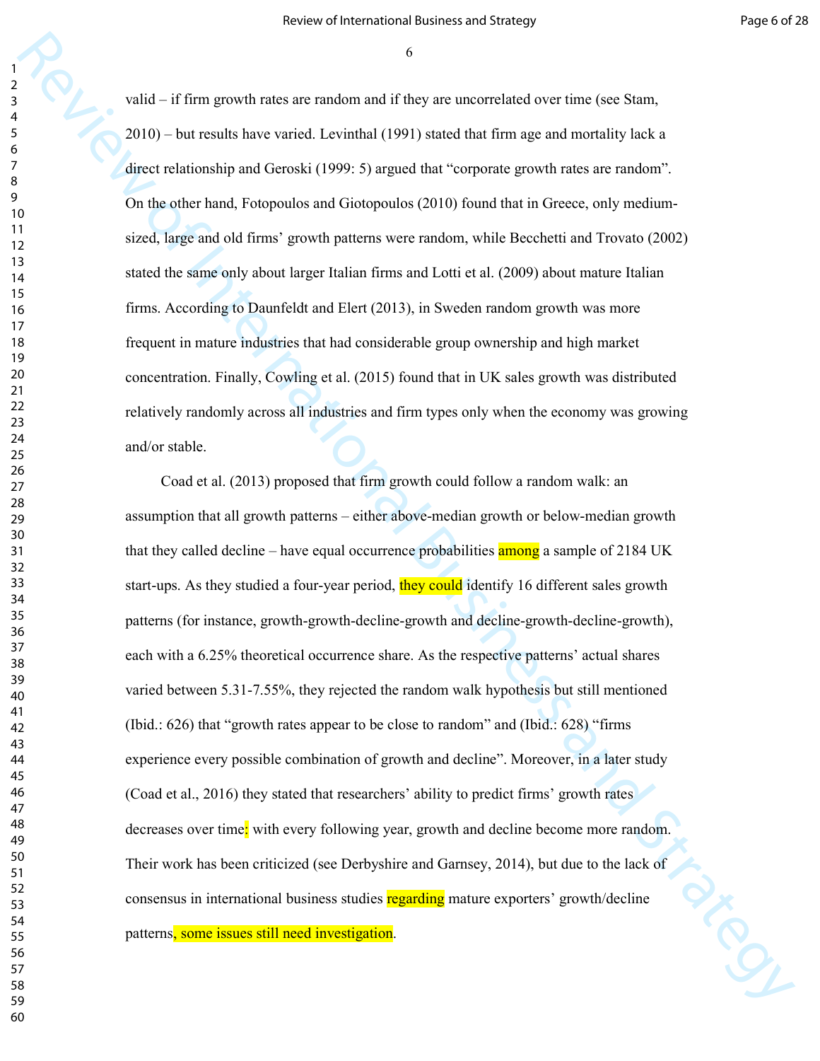valid – if firm growth rates are random and if they are uncorrelated over time (see Stam, 2010) – but results have varied. Levinthal (1991) stated that firm age and mortality lack a direct relationship and Geroski (1999: 5) argued that "corporate growth rates are random". On the other hand, Fotopoulos and Giotopoulos (2010) found that in Greece, only medium-sized, large and old firms' growth patterns were random, while Becchetti and Trovato (2002) stated the same only about larger Italian firms and Lotti et al. (2009) about mature Italian firms. According to Daunfeldt and Elert (2013), in Sweden random growth was more frequent in mature industries that had considerable group ownership and high market concentration. Finally, Cowling et al. (2015) found that in UK sales growth was distributed relatively randomly across all industries and firm types only when the economy was growing and/or stable.

Coad et al. (2013) proposed that firm growth could follow a random walk: an assumption that all growth patterns – either above-median growth or below-median growth that they called decline – have equal occurrence probabilities among a sample of 2184 UK start-ups. As they studied a four-year period, they could identify 16 different sales growth patterns (for instance, growth-growth-decline-growth and decline-growth-decline-growth), each with a 6.25% theoretical occurrence share. As the respective patterns' actual shares varied between 5.31-7.55%, they rejected the random walk hypothesis but still mentioned (Ibid.: 626) that "growth rates appear to be close to random" and (Ibid.: 628) "firms experience every possible combination of growth and decline". Moreover, in a later study (Coad et al., 2016) they stated that researchers' ability to predict firms' growth rates decreases over time: with every following year, growth and decline become more random. Their work has been criticized (see Derbyshire and Garnsey, 2014), but due to the lack of consensus in international business studies regarding mature exporters' growth/decline patterns, some issues still need investigation.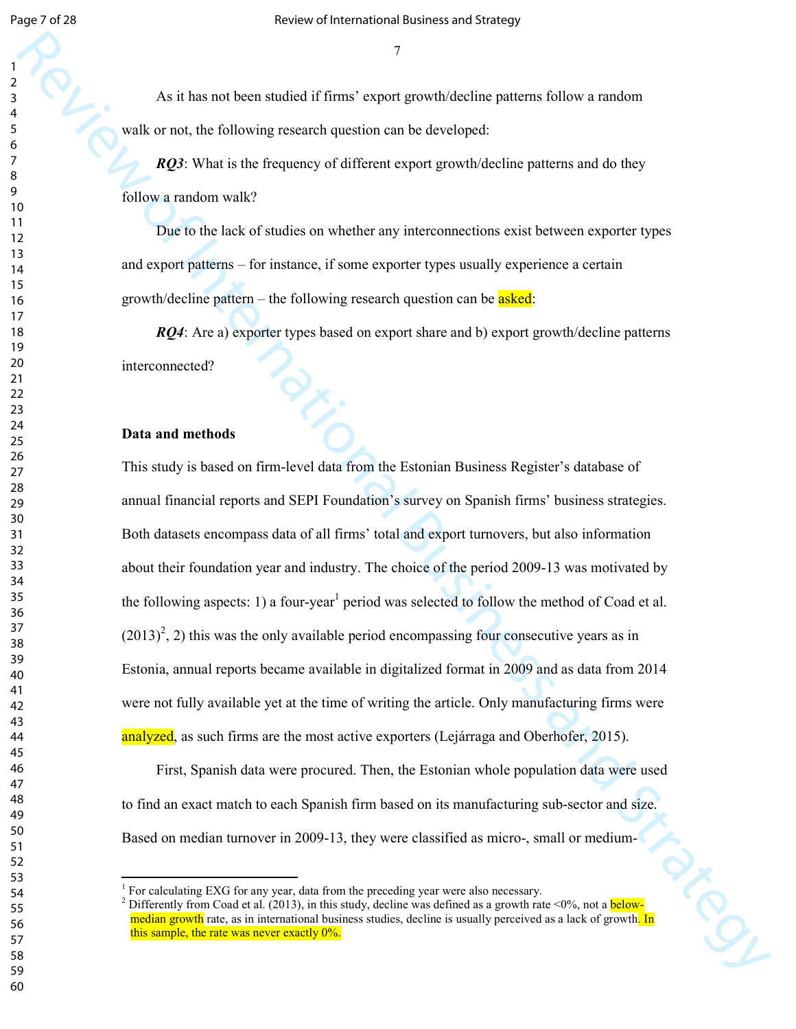As it has not been studied if firms' export growth/decline patterns follow a random walk or not, the following research question can be developed:

***RQ3***: What is the frequency of different export growth/decline patterns and do they follow a random walk?

Due to the lack of studies on whether any interconnections exist between exporter types and export patterns – for instance, if some exporter types usually experience a certain growth/decline pattern – the following research question can be asked:

***RQ4***: Are a) exporter types based on export share and b) export growth/decline patterns interconnected?

**Data and methods**

This study is based on firm-level data from the Estonian Business Register's database of annual financial reports and SEPI Foundation's survey on Spanish firms' business strategies. Both datasets encompass data of all firms' total and export turnovers, but also information about their foundation year and industry. The choice of the period 2009-13 was motivated by the following aspects: 1) a four-year[1] period was selected to follow the method of Coad et al. (2013)[2], 2) this was the only available period encompassing four consecutive years as in Estonia, annual reports became available in digitalized format in 2009 and as data from 2014 were not fully available yet at the time of writing the article. Only manufacturing firms were analyzed, as such firms are the most active exporters (Lejárraga and Oberhofer, 2015).

First, Spanish data were procured. Then, the Estonian whole population data were used to find an exact match to each Spanish firm based on its manufacturing sub-sector and size. Based on median turnover in 2009-13, they were classified as micro-, small or medium-

---

[1] For calculating EXG for any year, data from the preceding year were also necessary.

[2] Differently from Coad et al. (2013), in this study, decline was defined as a growth rate <0%, not a below-median growth rate, as in international business studies, decline is usually perceived as a lack of growth. In this sample, the rate was never exactly 0%.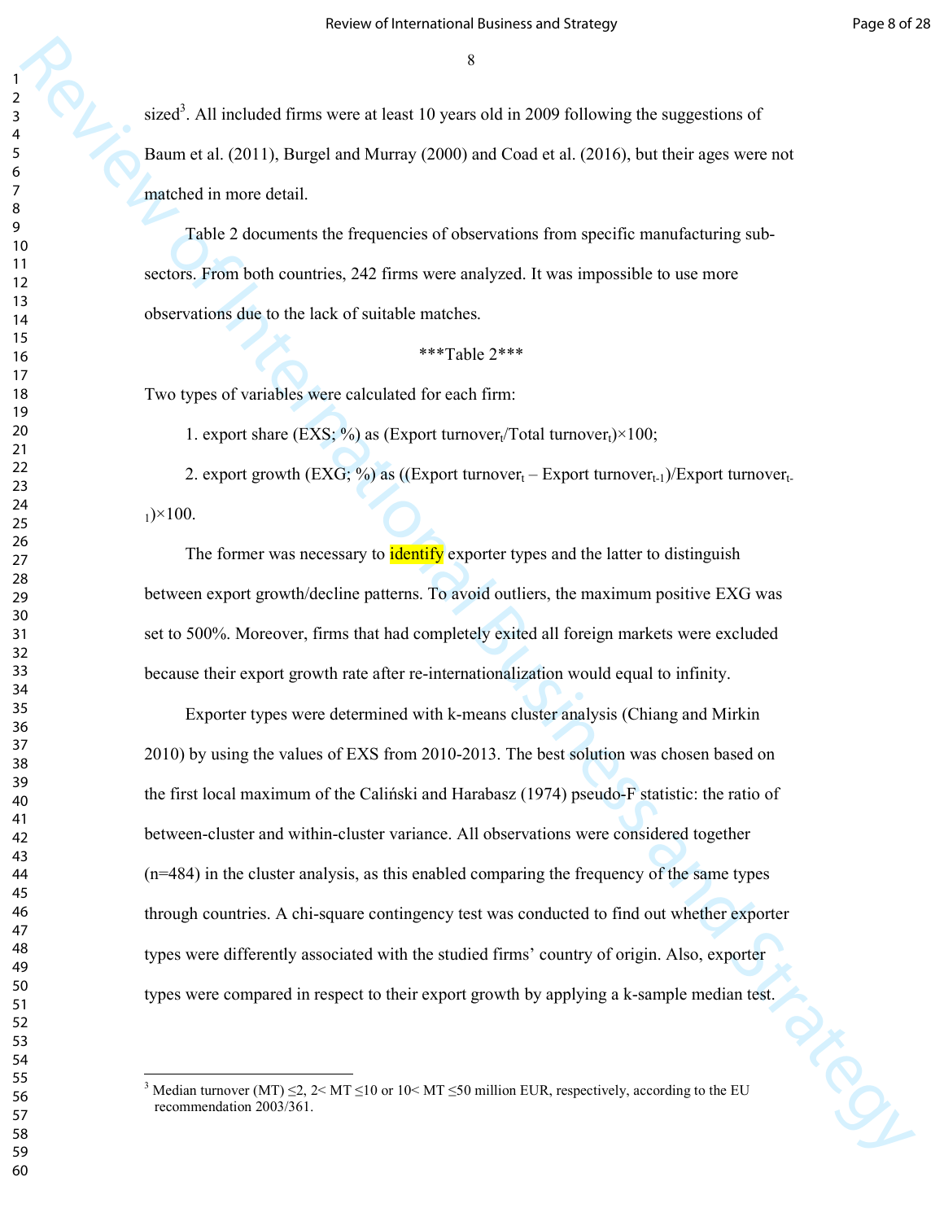sized[3]. All included firms were at least 10 years old in 2009 following the suggestions of Baum et al. (2011), Burgel and Murray (2000) and Coad et al. (2016), but their ages were not matched in more detail.

Table 2 documents the frequencies of observations from specific manufacturing sub-sectors. From both countries, 242 firms were analyzed. It was impossible to use more observations due to the lack of suitable matches.

***Table 2***

Two types of variables were calculated for each firm:

1. export share (EXS; %) as $(\text{Export turnover}_t/\text{Total turnover}_t)\times 100$;

2. export growth (EXG; %) as $((\text{Export turnover}_t - \text{Export turnover}_{t-1})/\text{Export turnover}_{t-1})\times 100$.

The former was necessary to identify exporter types and the latter to distinguish between export growth/decline patterns. To avoid outliers, the maximum positive EXG was set to 500%. Moreover, firms that had completely exited all foreign markets were excluded because their export growth rate after re-internationalization would equal to infinity.

Exporter types were determined with k-means cluster analysis (Chiang and Mirkin 2010) by using the values of EXS from 2010-2013. The best solution was chosen based on the first local maximum of the Caliński and Harabasz (1974) pseudo-F statistic: the ratio of between-cluster and within-cluster variance. All observations were considered together (n=484) in the cluster analysis, as this enabled comparing the frequency of the same types through countries. A chi-square contingency test was conducted to find out whether exporter types were differently associated with the studied firms' country of origin. Also, exporter types were compared in respect to their export growth by applying a k-sample median test.

---

[3] Median turnover (MT) ≤2, 2< MT ≤10 or 10< MT ≤50 million EUR, respectively, according to the EU recommendation 2003/361.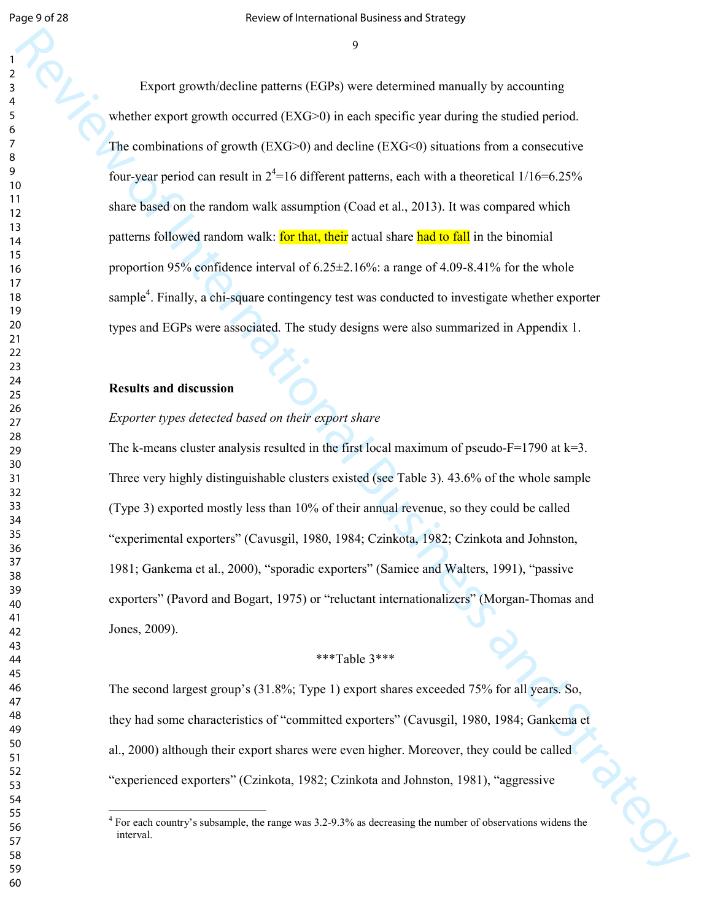Export growth/decline patterns (EGPs) were determined manually by accounting whether export growth occurred (EXG>0) in each specific year during the studied period. The combinations of growth (EXG>0) and decline (EXG<0) situations from a consecutive four-year period can result in $2^4$=16 different patterns, each with a theoretical 1/16=6.25% share based on the random walk assumption (Coad et al., 2013). It was compared which patterns followed random walk: for that, their actual share had to fall in the binomial proportion 95% confidence interval of 6.25±2.16%: a range of 4.09-8.41% for the whole sample[4]. Finally, a chi-square contingency test was conducted to investigate whether exporter types and EGPs were associated. The study designs were also summarized in Appendix 1.

## Results and discussion

### *Exporter types detected based on their export share*

The k-means cluster analysis resulted in the first local maximum of pseudo-F=1790 at k=3. Three very highly distinguishable clusters existed (see Table 3). 43.6% of the whole sample (Type 3) exported mostly less than 10% of their annual revenue, so they could be called "experimental exporters" (Cavusgil, 1980, 1984; Czinkota, 1982; Czinkota and Johnston, 1981; Gankema et al., 2000), "sporadic exporters" (Samiee and Walters, 1991), "passive exporters" (Pavord and Bogart, 1975) or "reluctant internationalizers" (Morgan-Thomas and Jones, 2009).

***Table 3***

The second largest group's (31.8%; Type 1) export shares exceeded 75% for all years. So, they had some characteristics of "committed exporters" (Cavusgil, 1980, 1984; Gankema et al., 2000) although their export shares were even higher. Moreover, they could be called "experienced exporters" (Czinkota, 1982; Czinkota and Johnston, 1981), "aggressive

[4] For each country's subsample, the range was 3.2-9.3% as decreasing the number of observations widens the interval.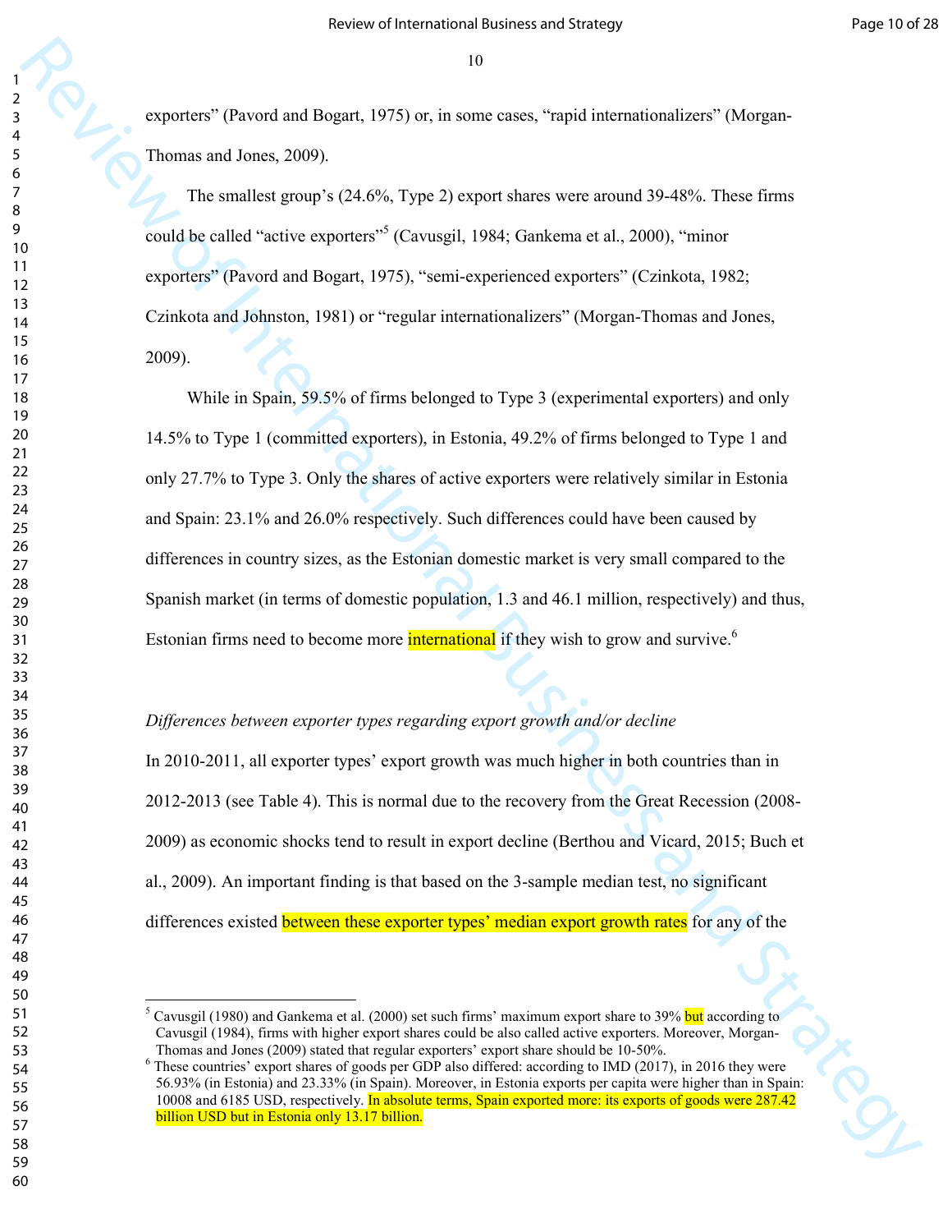exporters" (Pavord and Bogart, 1975) or, in some cases, "rapid internationalizers" (Morgan-Thomas and Jones, 2009).

The smallest group's (24.6%, Type 2) export shares were around 39-48%. These firms could be called "active exporters"[5] (Cavusgil, 1984; Gankema et al., 2000), "minor exporters" (Pavord and Bogart, 1975), "semi-experienced exporters" (Czinkota, 1982; Czinkota and Johnston, 1981) or "regular internationalizers" (Morgan-Thomas and Jones, 2009).

While in Spain, 59.5% of firms belonged to Type 3 (experimental exporters) and only 14.5% to Type 1 (committed exporters), in Estonia, 49.2% of firms belonged to Type 1 and only 27.7% to Type 3. Only the shares of active exporters were relatively similar in Estonia and Spain: 23.1% and 26.0% respectively. Such differences could have been caused by differences in country sizes, as the Estonian domestic market is very small compared to the Spanish market (in terms of domestic population, 1.3 and 46.1 million, respectively) and thus, Estonian firms need to become more international if they wish to grow and survive.[6]

*Differences between exporter types regarding export growth and/or decline*

In 2010-2011, all exporter types' export growth was much higher in both countries than in 2012-2013 (see Table 4). This is normal due to the recovery from the Great Recession (2008-2009) as economic shocks tend to result in export decline (Berthou and Vicard, 2015; Buch et al., 2009). An important finding is that based on the 3-sample median test, no significant differences existed between these exporter types' median export growth rates for any of the

[5] Cavusgil (1980) and Gankema et al. (2000) set such firms' maximum export share to 39% but according to Cavusgil (1984), firms with higher export shares could be also called active exporters. Moreover, Morgan-Thomas and Jones (2009) stated that regular exporters' export share should be 10-50%.

[6] These countries' export shares of goods per GDP also differed: according to IMD (2017), in 2016 they were 56.93% (in Estonia) and 23.33% (in Spain). Moreover, in Estonia exports per capita were higher than in Spain: 10008 and 6185 USD, respectively. In absolute terms, Spain exported more: its exports of goods were 287.42 billion USD but in Estonia only 13.17 billion.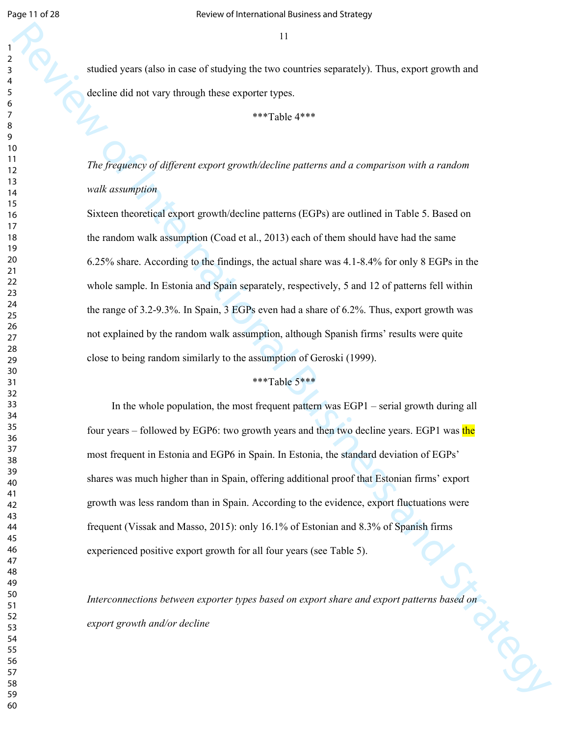studied years (also in case of studying the two countries separately). Thus, export growth and decline did not vary through these exporter types.

***Table 4***

*The frequency of different export growth/decline patterns and a comparison with a random walk assumption*

Sixteen theoretical export growth/decline patterns (EGPs) are outlined in Table 5. Based on the random walk assumption (Coad et al., 2013) each of them should have had the same 6.25% share. According to the findings, the actual share was 4.1-8.4% for only 8 EGPs in the whole sample. In Estonia and Spain separately, respectively, 5 and 12 of patterns fell within the range of 3.2-9.3%. In Spain, 3 EGPs even had a share of 6.2%. Thus, export growth was not explained by the random walk assumption, although Spanish firms' results were quite close to being random similarly to the assumption of Geroski (1999).

***Table 5***

In the whole population, the most frequent pattern was EGP1 – serial growth during all four years – followed by EGP6: two growth years and then two decline years. EGP1 was the most frequent in Estonia and EGP6 in Spain. In Estonia, the standard deviation of EGPs' shares was much higher than in Spain, offering additional proof that Estonian firms' export growth was less random than in Spain. According to the evidence, export fluctuations were frequent (Vissak and Masso, 2015): only 16.1% of Estonian and 8.3% of Spanish firms experienced positive export growth for all four years (see Table 5).

*Interconnections between exporter types based on export share and export patterns based on export growth and/or decline*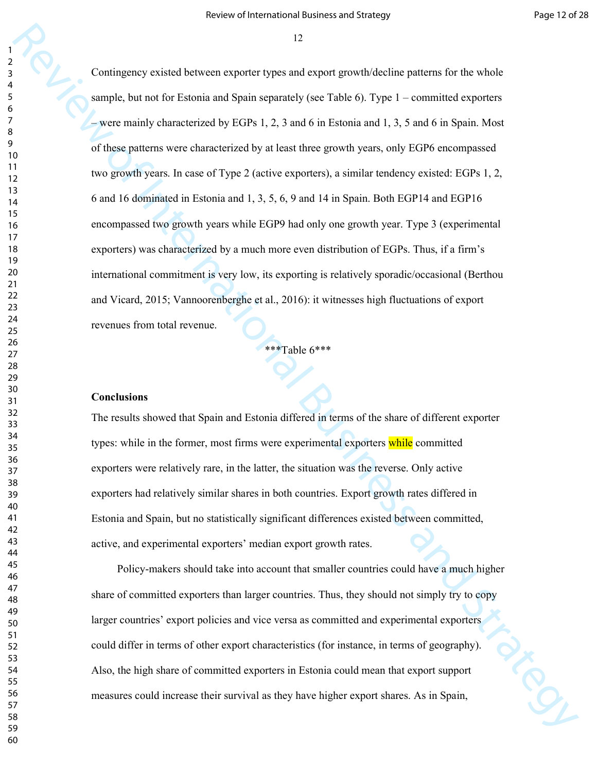Contingency existed between exporter types and export growth/decline patterns for the whole sample, but not for Estonia and Spain separately (see Table 6). Type 1 – committed exporters – were mainly characterized by EGPs 1, 2, 3 and 6 in Estonia and 1, 3, 5 and 6 in Spain. Most of these patterns were characterized by at least three growth years, only EGP6 encompassed two growth years. In case of Type 2 (active exporters), a similar tendency existed: EGPs 1, 2, 6 and 16 dominated in Estonia and 1, 3, 5, 6, 9 and 14 in Spain. Both EGP14 and EGP16 encompassed two growth years while EGP9 had only one growth year. Type 3 (experimental exporters) was characterized by a much more even distribution of EGPs. Thus, if a firm's international commitment is very low, its exporting is relatively sporadic/occasional (Berthou and Vicard, 2015; Vannoorenberghe et al., 2016): it witnesses high fluctuations of export revenues from total revenue.

***Table 6***

**Conclusions**

The results showed that Spain and Estonia differed in terms of the share of different exporter types: while in the former, most firms were experimental exporters while committed exporters were relatively rare, in the latter, the situation was the reverse. Only active exporters had relatively similar shares in both countries. Export growth rates differed in Estonia and Spain, but no statistically significant differences existed between committed, active, and experimental exporters' median export growth rates.

Policy-makers should take into account that smaller countries could have a much higher share of committed exporters than larger countries. Thus, they should not simply try to copy larger countries' export policies and vice versa as committed and experimental exporters could differ in terms of other export characteristics (for instance, in terms of geography). Also, the high share of committed exporters in Estonia could mean that export support measures could increase their survival as they have higher export shares. As in Spain,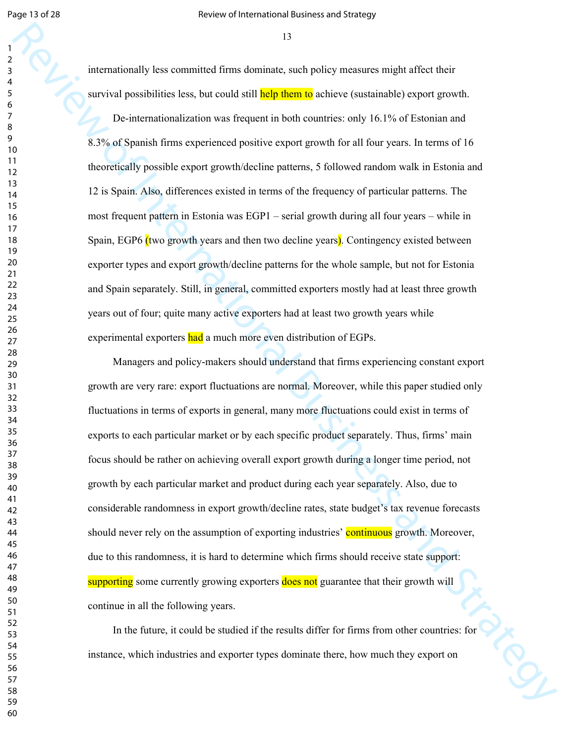internationally less committed firms dominate, such policy measures might affect their survival possibilities less, but could still help them to achieve (sustainable) export growth.

De-internationalization was frequent in both countries: only 16.1% of Estonian and 8.3% of Spanish firms experienced positive export growth for all four years. In terms of 16 theoretically possible export growth/decline patterns, 5 followed random walk in Estonia and 12 is Spain. Also, differences existed in terms of the frequency of particular patterns. The most frequent pattern in Estonia was EGP1 – serial growth during all four years – while in Spain, EGP6 (two growth years and then two decline years). Contingency existed between exporter types and export growth/decline patterns for the whole sample, but not for Estonia and Spain separately. Still, in general, committed exporters mostly had at least three growth years out of four; quite many active exporters had at least two growth years while experimental exporters had a much more even distribution of EGPs.

Managers and policy-makers should understand that firms experiencing constant export growth are very rare: export fluctuations are normal. Moreover, while this paper studied only fluctuations in terms of exports in general, many more fluctuations could exist in terms of exports to each particular market or by each specific product separately. Thus, firms' main focus should be rather on achieving overall export growth during a longer time period, not growth by each particular market and product during each year separately. Also, due to considerable randomness in export growth/decline rates, state budget's tax revenue forecasts should never rely on the assumption of exporting industries' continuous growth. Moreover, due to this randomness, it is hard to determine which firms should receive state support: supporting some currently growing exporters does not guarantee that their growth will continue in all the following years.

In the future, it could be studied if the results differ for firms from other countries: for instance, which industries and exporter types dominate there, how much they export on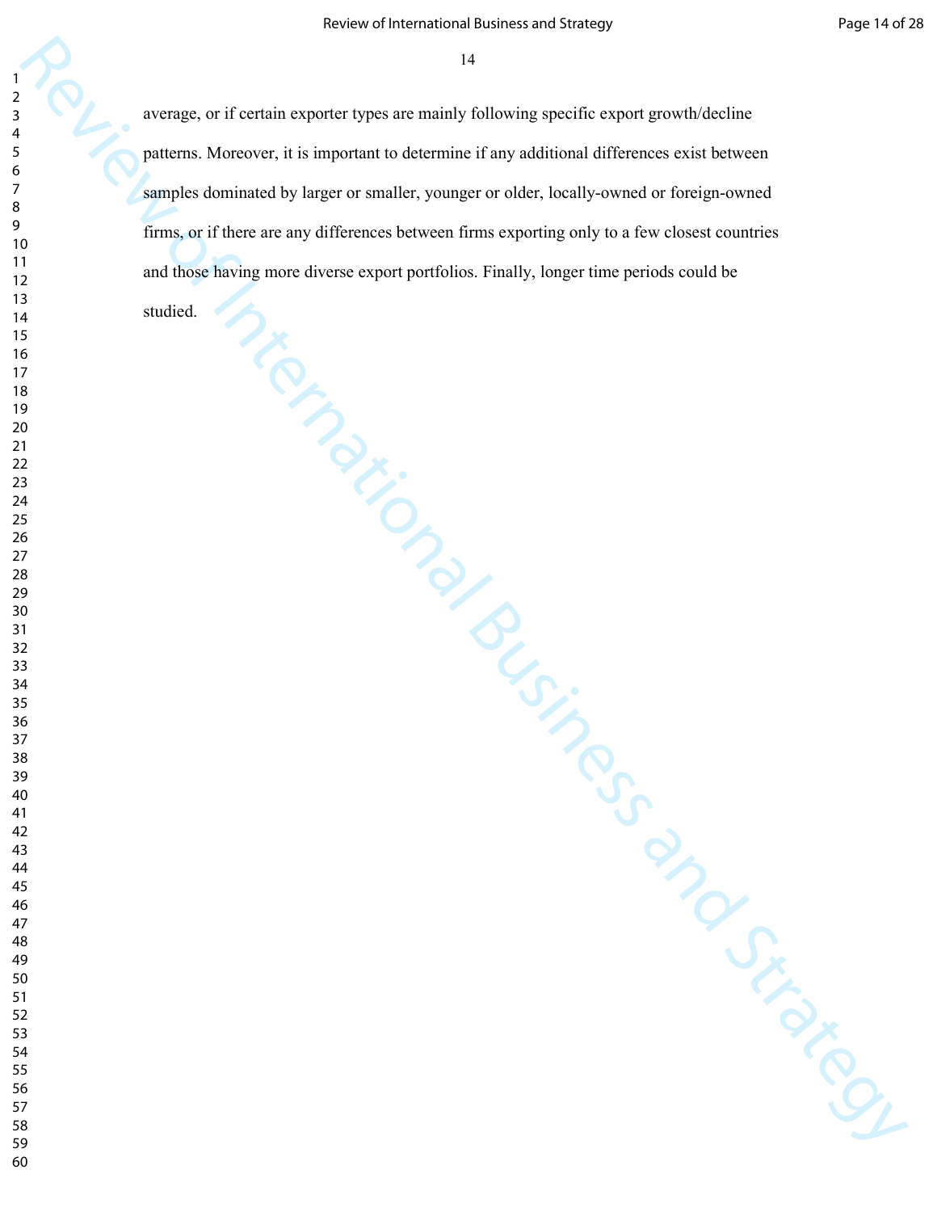average, or if certain exporter types are mainly following specific export growth/decline patterns. Moreover, it is important to determine if any additional differences exist between samples dominated by larger or smaller, younger or older, locally-owned or foreign-owned firms, or if there are any differences between firms exporting only to a few closest countries and those having more diverse export portfolios. Finally, longer time periods could be studied.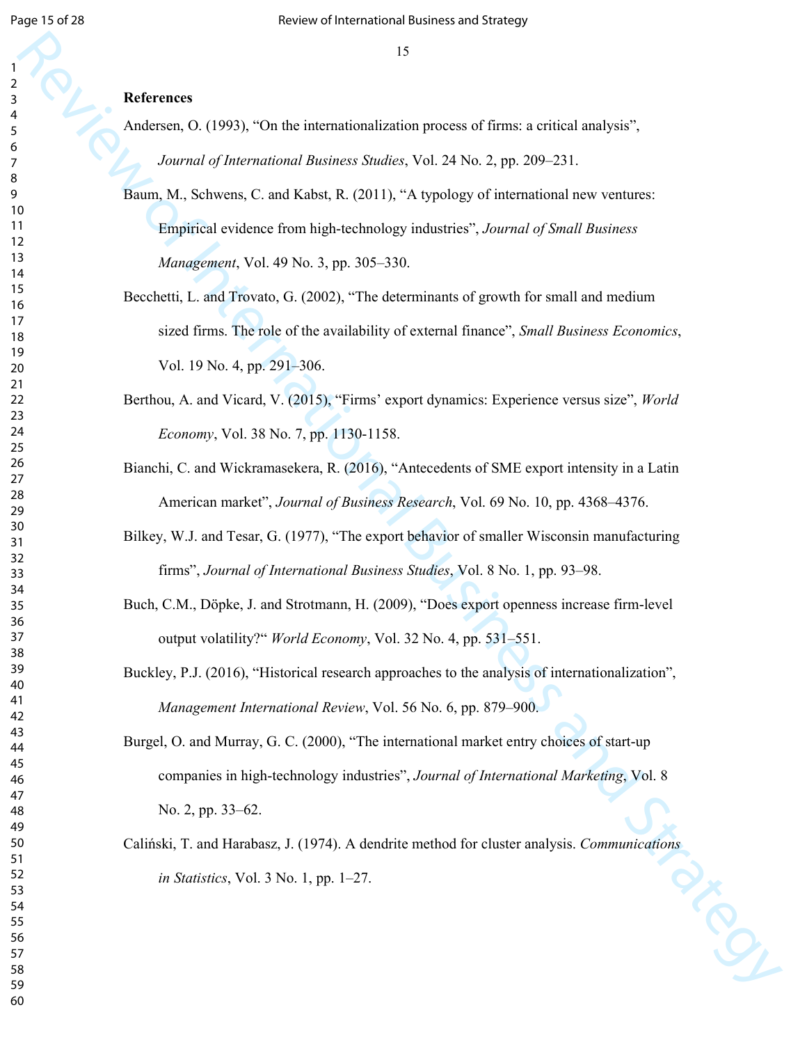**References**

Andersen, O. (1993), “On the internationalization process of firms: a critical analysis”, *Journal of International Business Studies*, Vol. 24 No. 2, pp. 209–231.

Baum, M., Schwens, C. and Kabst, R. (2011), “A typology of international new ventures: Empirical evidence from high-technology industries”, *Journal of Small Business Management*, Vol. 49 No. 3, pp. 305–330.

Becchetti, L. and Trovato, G. (2002), “The determinants of growth for small and medium sized firms. The role of the availability of external finance”, *Small Business Economics*, Vol. 19 No. 4, pp. 291–306.

Berthou, A. and Vicard, V. (2015), “Firms’ export dynamics: Experience versus size”, *World Economy*, Vol. 38 No. 7, pp. 1130-1158.

Bianchi, C. and Wickramasekera, R. (2016), “Antecedents of SME export intensity in a Latin American market”, *Journal of Business Research*, Vol. 69 No. 10, pp. 4368–4376.

Bilkey, W.J. and Tesar, G. (1977), “The export behavior of smaller Wisconsin manufacturing firms”, *Journal of International Business Studies*, Vol. 8 No. 1, pp. 93–98.

Buch, C.M., Döpke, J. and Strotmann, H. (2009), “Does export openness increase firm-level output volatility?“ *World Economy*, Vol. 32 No. 4, pp. 531–551.

Buckley, P.J. (2016), “Historical research approaches to the analysis of internationalization”, *Management International Review*, Vol. 56 No. 6, pp. 879–900.

Burgel, O. and Murray, G. C. (2000), “The international market entry choices of start-up companies in high-technology industries”, *Journal of International Marketing*, Vol. 8 No. 2, pp. 33–62.

Caliński, T. and Harabasz, J. (1974). A dendrite method for cluster analysis. *Communications in Statistics*, Vol. 3 No. 1, pp. 1–27.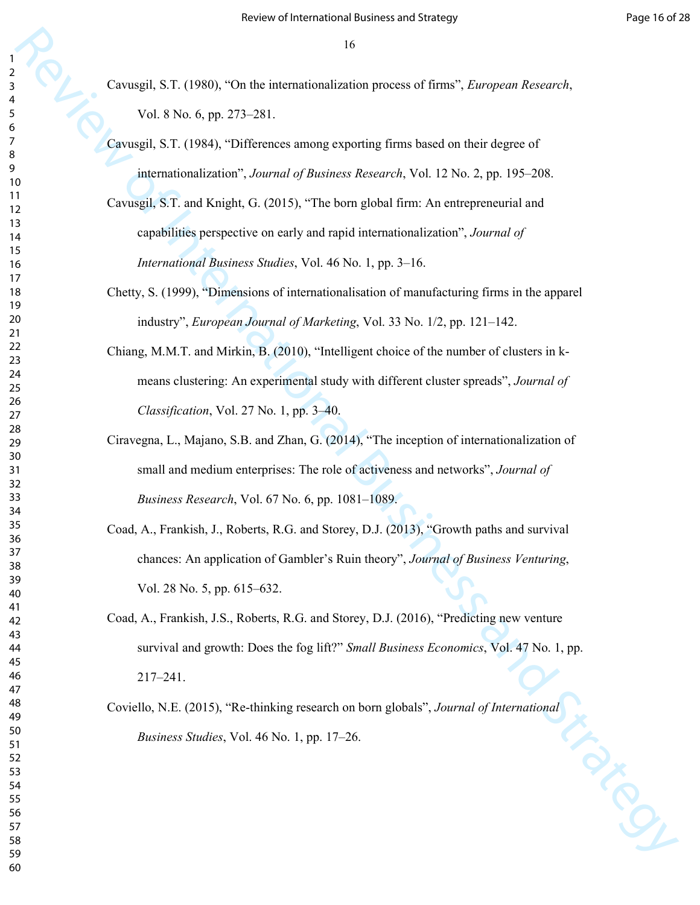Cavusgil, S.T. (1980), “On the internationalization process of firms”, *European Research*, Vol. 8 No. 6, pp. 273–281.

Cavusgil, S.T. (1984), “Differences among exporting firms based on their degree of internationalization”, *Journal of Business Research*, Vol. 12 No. 2, pp. 195–208.

Cavusgil, S.T. and Knight, G. (2015), “The born global firm: An entrepreneurial and capabilities perspective on early and rapid internationalization”, *Journal of International Business Studies*, Vol. 46 No. 1, pp. 3–16.

Chetty, S. (1999), “Dimensions of internationalisation of manufacturing firms in the apparel industry”, *European Journal of Marketing*, Vol. 33 No. 1/2, pp. 121–142.

Chiang, M.M.T. and Mirkin, B. (2010), “Intelligent choice of the number of clusters in k-means clustering: An experimental study with different cluster spreads”, *Journal of Classification*, Vol. 27 No. 1, pp. 3–40.

Ciravegna, L., Majano, S.B. and Zhan, G. (2014), “The inception of internationalization of small and medium enterprises: The role of activeness and networks”, *Journal of Business Research*, Vol. 67 No. 6, pp. 1081–1089.

Coad, A., Frankish, J., Roberts, R.G. and Storey, D.J. (2013), “Growth paths and survival chances: An application of Gambler’s Ruin theory”, *Journal of Business Venturing*, Vol. 28 No. 5, pp. 615–632.

Coad, A., Frankish, J.S., Roberts, R.G. and Storey, D.J. (2016), “Predicting new venture survival and growth: Does the fog lift?” *Small Business Economics*, Vol. 47 No. 1, pp. 217–241.

Coviello, N.E. (2015), “Re-thinking research on born globals”, *Journal of International Business Studies*, Vol. 46 No. 1, pp. 17–26.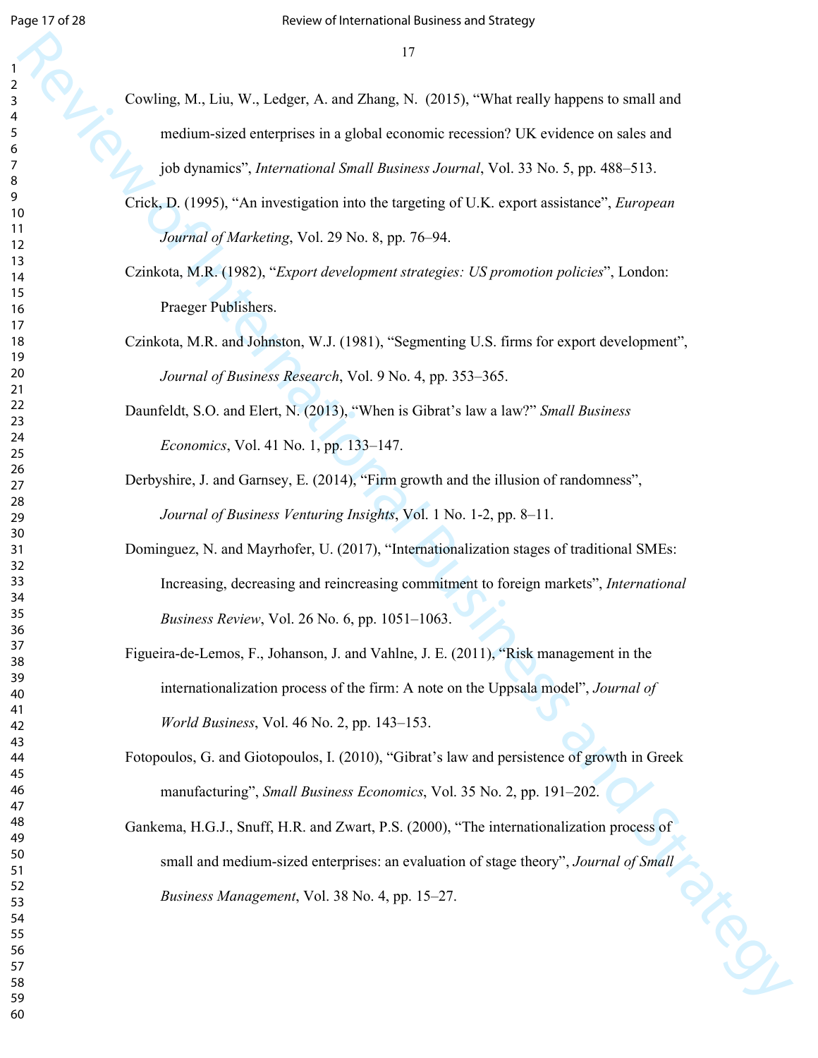Cowling, M., Liu, W., Ledger, A. and Zhang, N. (2015), "What really happens to small and medium-sized enterprises in a global economic recession? UK evidence on sales and job dynamics", *International Small Business Journal*, Vol. 33 No. 5, pp. 488–513.

Crick, D. (1995), "An investigation into the targeting of U.K. export assistance", *European Journal of Marketing*, Vol. 29 No. 8, pp. 76–94.

Czinkota, M.R. (1982), "*Export development strategies: US promotion policies*", London: Praeger Publishers.

Czinkota, M.R. and Johnston, W.J. (1981), "Segmenting U.S. firms for export development", *Journal of Business Research*, Vol. 9 No. 4, pp. 353–365.

Daunfeldt, S.O. and Elert, N. (2013), "When is Gibrat's law a law?" *Small Business Economics*, Vol. 41 No. 1, pp. 133–147.

Derbyshire, J. and Garnsey, E. (2014), "Firm growth and the illusion of randomness", *Journal of Business Venturing Insights*, Vol. 1 No. 1-2, pp. 8–11.

Dominguez, N. and Mayrhofer, U. (2017), "Internationalization stages of traditional SMEs: Increasing, decreasing and reincreasing commitment to foreign markets", *International Business Review*, Vol. 26 No. 6, pp. 1051–1063.

Figueira-de-Lemos, F., Johanson, J. and Vahlne, J. E. (2011), "Risk management in the internationalization process of the firm: A note on the Uppsala model", *Journal of World Business*, Vol. 46 No. 2, pp. 143–153.

Fotopoulos, G. and Giotopoulos, I. (2010), "Gibrat's law and persistence of growth in Greek manufacturing", *Small Business Economics*, Vol. 35 No. 2, pp. 191–202.

Gankema, H.G.J., Snuff, H.R. and Zwart, P.S. (2000), "The internationalization process of small and medium-sized enterprises: an evaluation of stage theory", *Journal of Small Business Management*, Vol. 38 No. 4, pp. 15–27.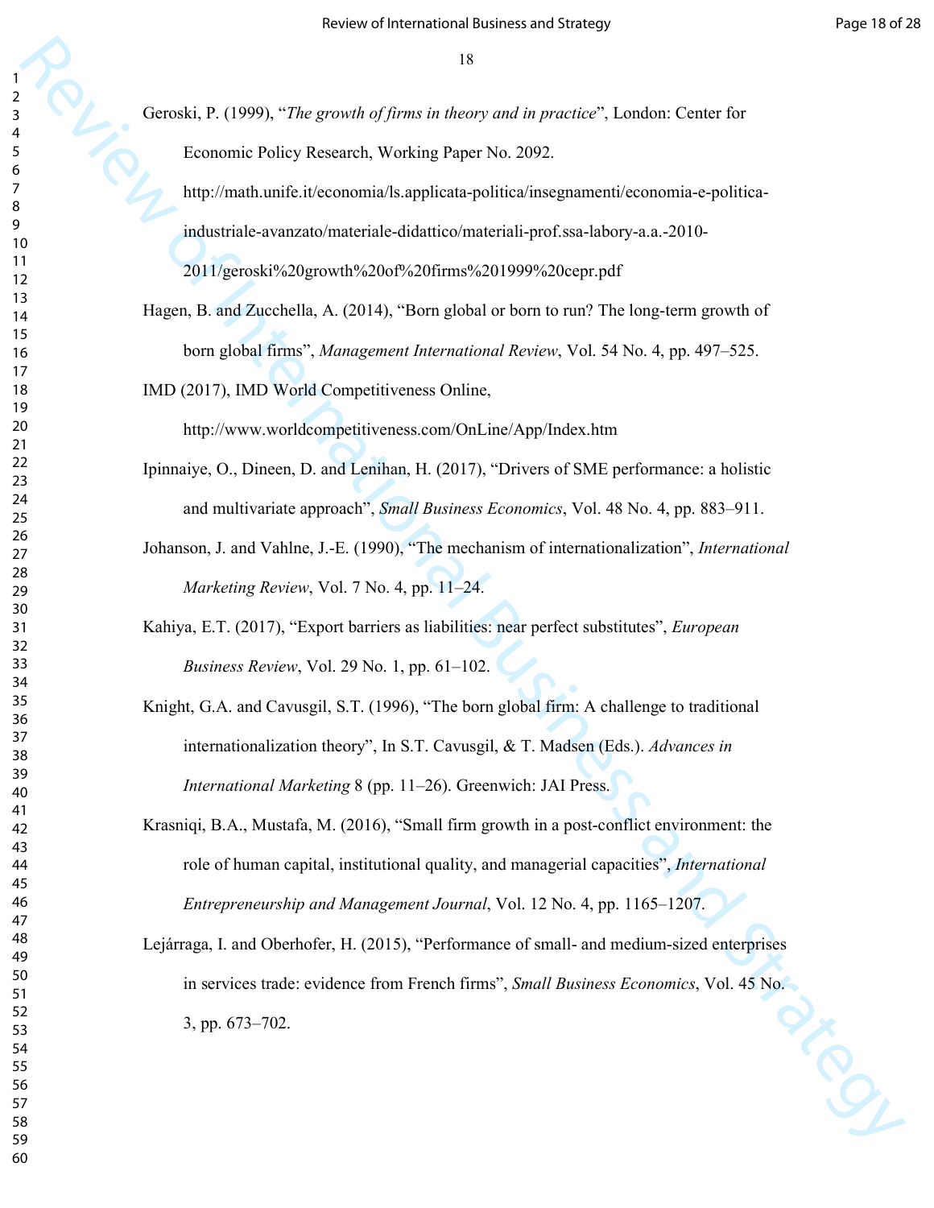Geroski, P. (1999), "*The growth of firms in theory and in practice*", London: Center for Economic Policy Research, Working Paper No. 2092. http://math.unife.it/economia/ls.applicata-politica/insegnamenti/economia-e-politica-industriale-avanzato/materiale-didattico/materiali-prof.ssa-labory-a.a.-2010-2011/geroski%20growth%20of%20firms%201999%20cepr.pdf

Hagen, B. and Zucchella, A. (2014), "Born global or born to run? The long-term growth of born global firms", *Management International Review*, Vol. 54 No. 4, pp. 497–525.

IMD (2017), IMD World Competitiveness Online, http://www.worldcompetitiveness.com/OnLine/App/Index.htm

Ipinnaiye, O., Dineen, D. and Lenihan, H. (2017), "Drivers of SME performance: a holistic and multivariate approach", *Small Business Economics*, Vol. 48 No. 4, pp. 883–911.

Johanson, J. and Vahlne, J.-E. (1990), "The mechanism of internationalization", *International Marketing Review*, Vol. 7 No. 4, pp. 11–24.

Kahiya, E.T. (2017), "Export barriers as liabilities: near perfect substitutes", *European Business Review*, Vol. 29 No. 1, pp. 61–102.

Knight, G.A. and Cavusgil, S.T. (1996), "The born global firm: A challenge to traditional internationalization theory", In S.T. Cavusgil, & T. Madsen (Eds.). *Advances in International Marketing* 8 (pp. 11–26). Greenwich: JAI Press.

Krasniqi, B.A., Mustafa, M. (2016), "Small firm growth in a post-conflict environment: the role of human capital, institutional quality, and managerial capacities", *International Entrepreneurship and Management Journal*, Vol. 12 No. 4, pp. 1165–1207.

Lejárraga, I. and Oberhofer, H. (2015), "Performance of small- and medium-sized enterprises in services trade: evidence from French firms", *Small Business Economics*, Vol. 45 No. 3, pp. 673–702.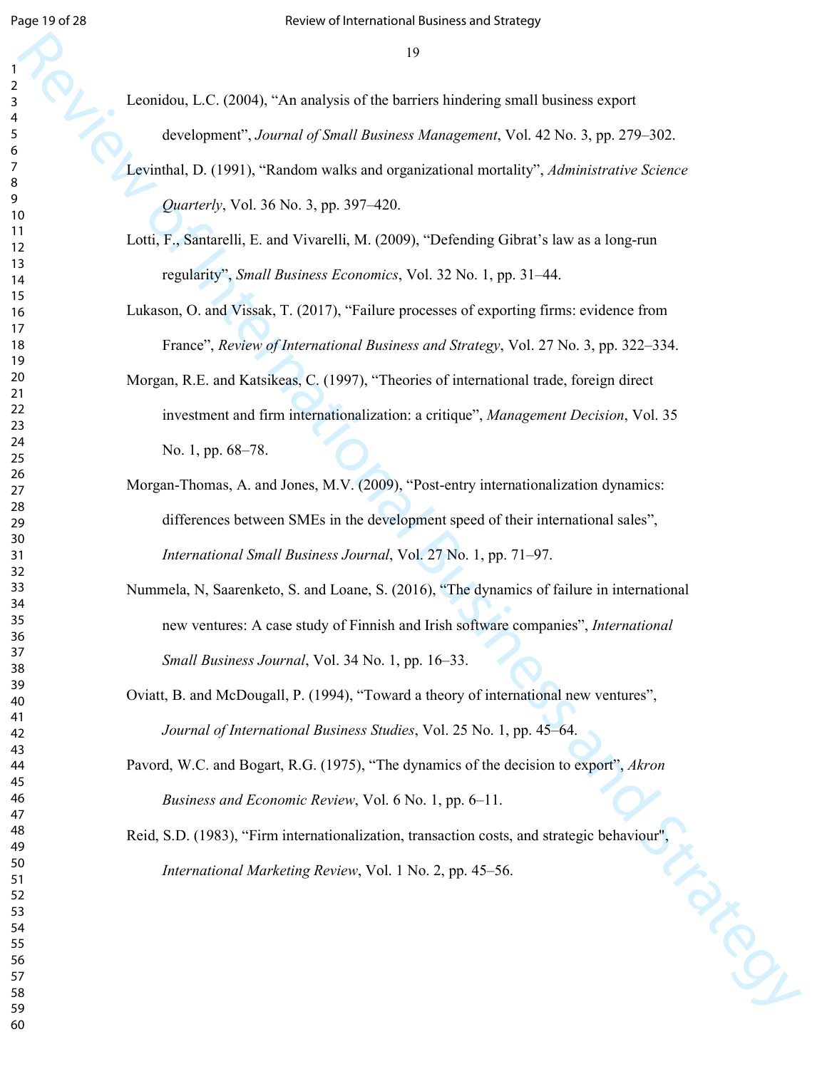Leonidou, L.C. (2004), “An analysis of the barriers hindering small business export development”, *Journal of Small Business Management*, Vol. 42 No. 3, pp. 279–302.

Levinthal, D. (1991), “Random walks and organizational mortality”, *Administrative Science Quarterly*, Vol. 36 No. 3, pp. 397–420.

Lotti, F., Santarelli, E. and Vivarelli, M. (2009), “Defending Gibrat’s law as a long-run regularity”, *Small Business Economics*, Vol. 32 No. 1, pp. 31–44.

Lukason, O. and Vissak, T. (2017), “Failure processes of exporting firms: evidence from France”, *Review of International Business and Strategy*, Vol. 27 No. 3, pp. 322–334.

Morgan, R.E. and Katsikeas, C. (1997), “Theories of international trade, foreign direct investment and firm internationalization: a critique”, *Management Decision*, Vol. 35 No. 1, pp. 68–78.

Morgan-Thomas, A. and Jones, M.V. (2009), “Post-entry internationalization dynamics: differences between SMEs in the development speed of their international sales”, *International Small Business Journal*, Vol. 27 No. 1, pp. 71–97.

Nummela, N, Saarenketo, S. and Loane, S. (2016), “The dynamics of failure in international new ventures: A case study of Finnish and Irish software companies”, *International Small Business Journal*, Vol. 34 No. 1, pp. 16–33.

Oviatt, B. and McDougall, P. (1994), “Toward a theory of international new ventures”, *Journal of International Business Studies*, Vol. 25 No. 1, pp. 45–64.

Pavord, W.C. and Bogart, R.G. (1975), “The dynamics of the decision to export”, *Akron Business and Economic Review*, Vol. 6 No. 1, pp. 6–11.

Reid, S.D. (1983), “Firm internationalization, transaction costs, and strategic behaviour", *International Marketing Review*, Vol. 1 No. 2, pp. 45–56.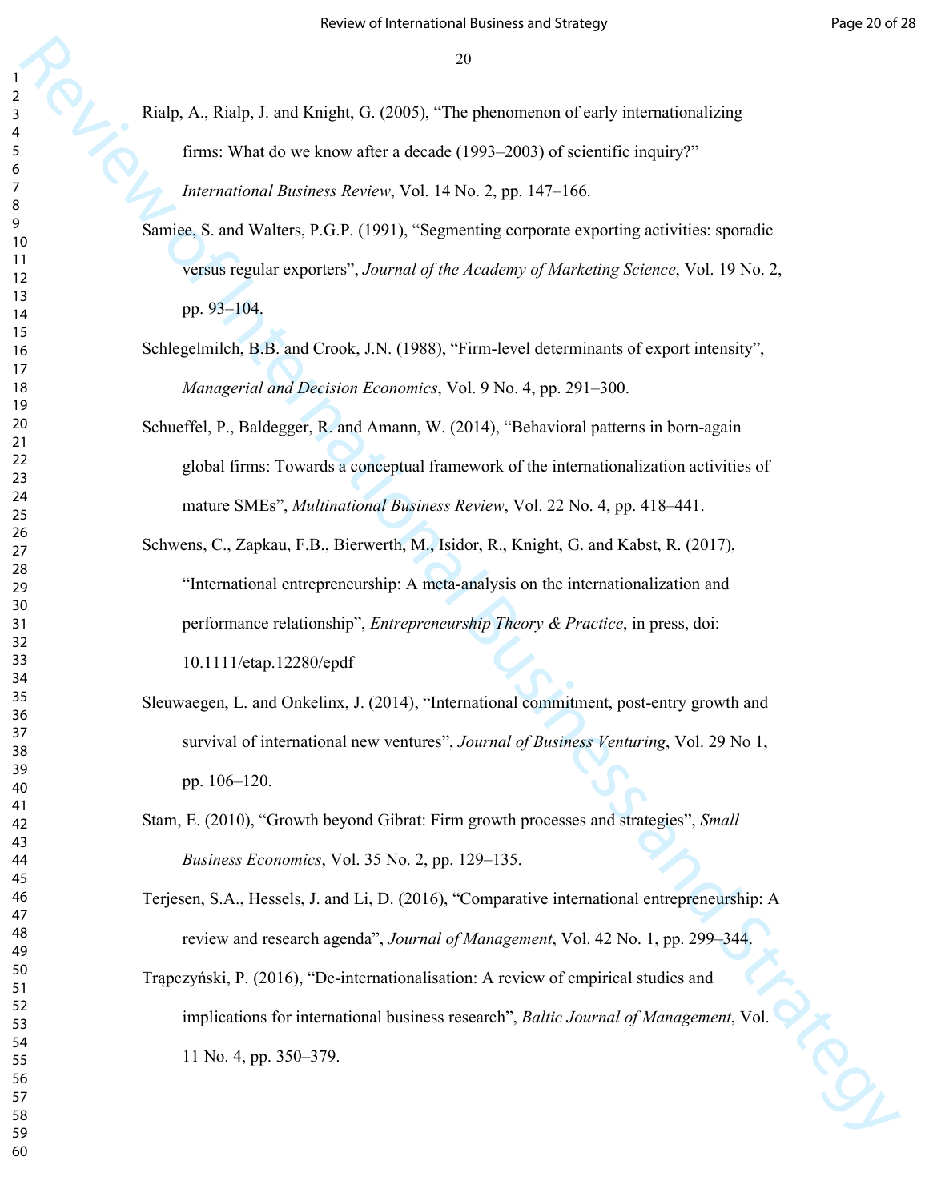Rialp, A., Rialp, J. and Knight, G. (2005), "The phenomenon of early internationalizing firms: What do we know after a decade (1993–2003) of scientific inquiry?" *International Business Review*, Vol. 14 No. 2, pp. 147–166.

Samiee, S. and Walters, P.G.P. (1991), "Segmenting corporate exporting activities: sporadic versus regular exporters", *Journal of the Academy of Marketing Science*, Vol. 19 No. 2, pp. 93–104.

Schlegelmilch, B.B. and Crook, J.N. (1988), "Firm-level determinants of export intensity", *Managerial and Decision Economics*, Vol. 9 No. 4, pp. 291–300.

Schueffel, P., Baldegger, R. and Amann, W. (2014), "Behavioral patterns in born-again global firms: Towards a conceptual framework of the internationalization activities of mature SMEs", *Multinational Business Review*, Vol. 22 No. 4, pp. 418–441.

Schwens, C., Zapkau, F.B., Bierwerth, M., Isidor, R., Knight, G. and Kabst, R. (2017), "International entrepreneurship: A meta-analysis on the internationalization and performance relationship", *Entrepreneurship Theory & Practice*, in press, doi: 10.1111/etap.12280/epdf

Sleuwaegen, L. and Onkelinx, J. (2014), "International commitment, post-entry growth and survival of international new ventures", *Journal of Business Venturing*, Vol. 29 No 1, pp. 106–120.

Stam, E. (2010), "Growth beyond Gibrat: Firm growth processes and strategies", *Small Business Economics*, Vol. 35 No. 2, pp. 129–135.

Terjesen, S.A., Hessels, J. and Li, D. (2016), "Comparative international entrepreneurship: A review and research agenda", *Journal of Management*, Vol. 42 No. 1, pp. 299–344.

Trąpczyński, P. (2016), "De-internationalisation: A review of empirical studies and implications for international business research", *Baltic Journal of Management*, Vol. 11 No. 4, pp. 350–379.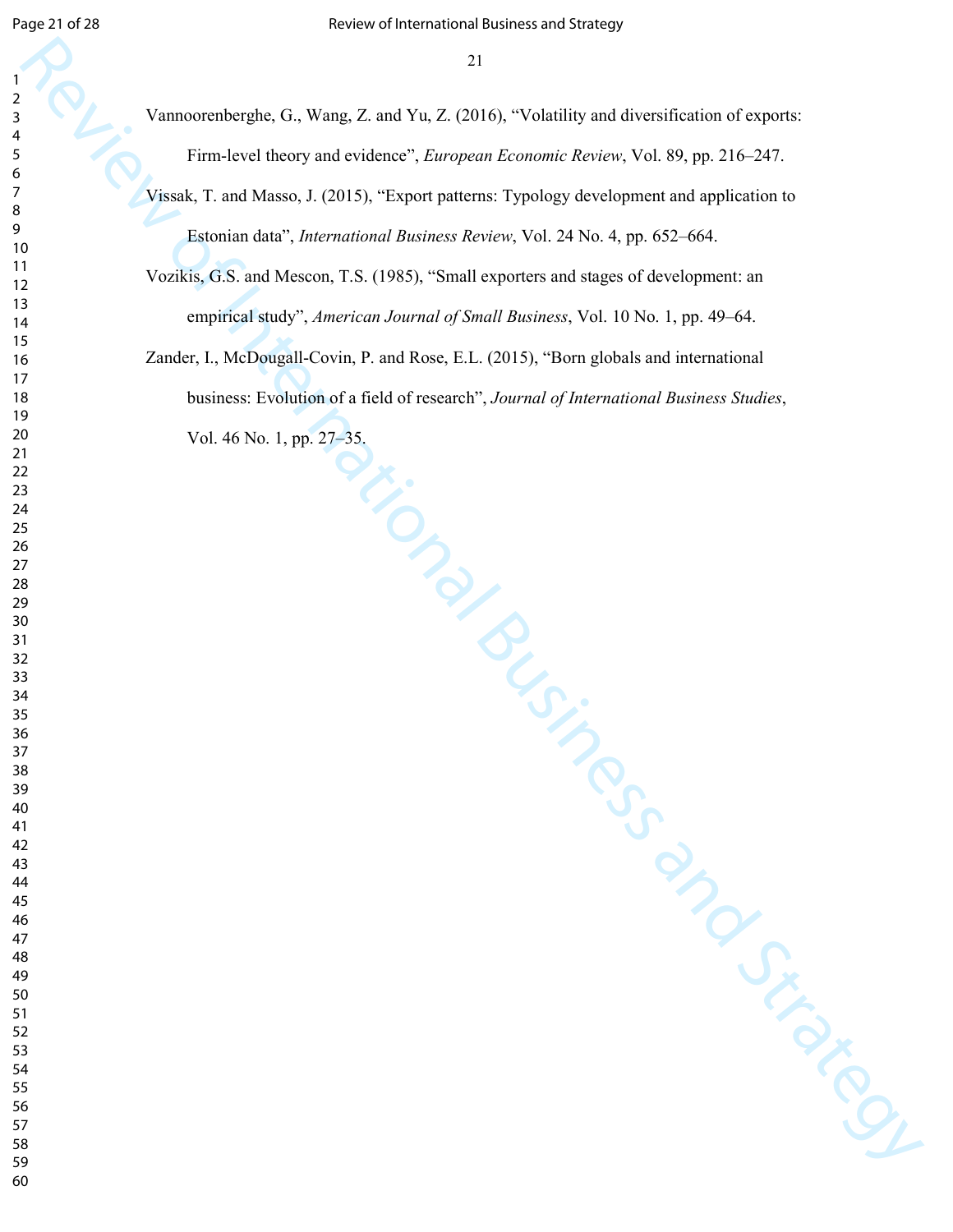Vannoorenberghe, G., Wang, Z. and Yu, Z. (2016), "Volatility and diversification of exports: Firm-level theory and evidence", *European Economic Review*, Vol. 89, pp. 216–247.

Vissak, T. and Masso, J. (2015), "Export patterns: Typology development and application to Estonian data", *International Business Review*, Vol. 24 No. 4, pp. 652–664.

Vozikis, G.S. and Mescon, T.S. (1985), "Small exporters and stages of development: an empirical study", *American Journal of Small Business*, Vol. 10 No. 1, pp. 49–64.

Zander, I., McDougall-Covin, P. and Rose, E.L. (2015), "Born globals and international business: Evolution of a field of research", *Journal of International Business Studies*, Vol. 46 No. 1, pp. 27–35.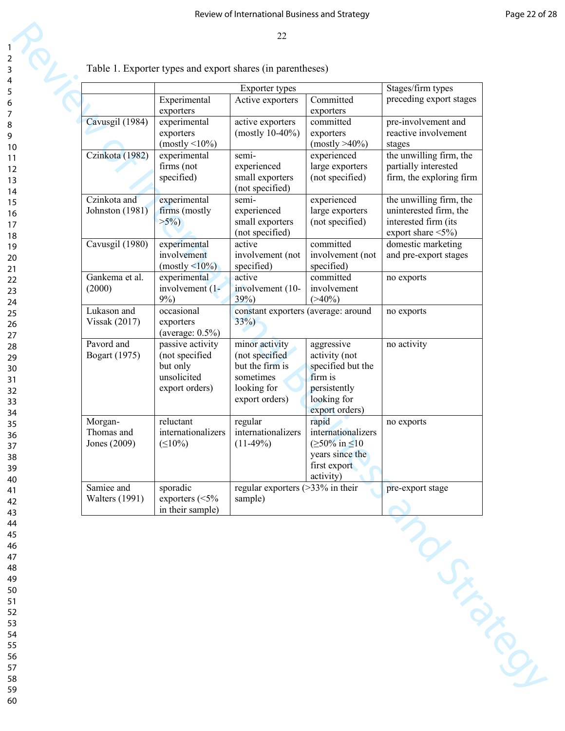Table 1. Exporter types and export shares (in parentheses)

| | Exporter types | | | Stages/firm types preceding export stages |
|---|---|---|---|---|
| | Experimental exporters | Active exporters | Committed exporters | |
| Cavusgil (1984) | experimental exporters (mostly <10%) | active exporters (mostly 10-40%) | committed exporters (mostly >40%) | pre-involvement and reactive involvement stages |
| Czinkota (1982) | experimental firms (not specified) | semi-experienced small exporters (not specified) | experienced large exporters (not specified) | the unwilling firm, the partially interested firm, the exploring firm |
| Czinkota and Johnston (1981) | experimental firms (mostly >5%) | semi-experienced small exporters (not specified) | experienced large exporters (not specified) | the unwilling firm, the uninterested firm, the interested firm (its export share <5%) |
| Cavusgil (1980) | experimental involvement (mostly <10%) | active involvement (not specified) | committed involvement (not specified) | domestic marketing and pre-export stages |
| Gankema et al. (2000) | experimental involvement (1-9%) | active involvement (10-39%) | committed involvement (>40%) | no exports |
| Lukason and Vissak (2017) | occasional exporters (average: 0.5%) | constant exporters (average: around 33%) | | no exports |
| Pavord and Bogart (1975) | passive activity (not specified but only unsolicited export orders) | minor activity (not specified but the firm is sometimes looking for export orders) | aggressive activity (not specified but the firm is persistently looking for export orders) | no activity |
| Morgan-Thomas and Jones (2009) | reluctant internationalizers (≤10%) | regular internationalizers (11-49%) | rapid internationalizers (≥50% in ≤10 years since the first export activity) | no exports |
| Samiee and Walters (1991) | sporadic exporters (<5% in their sample) | regular exporters (>33% in their sample) | | pre-export stage |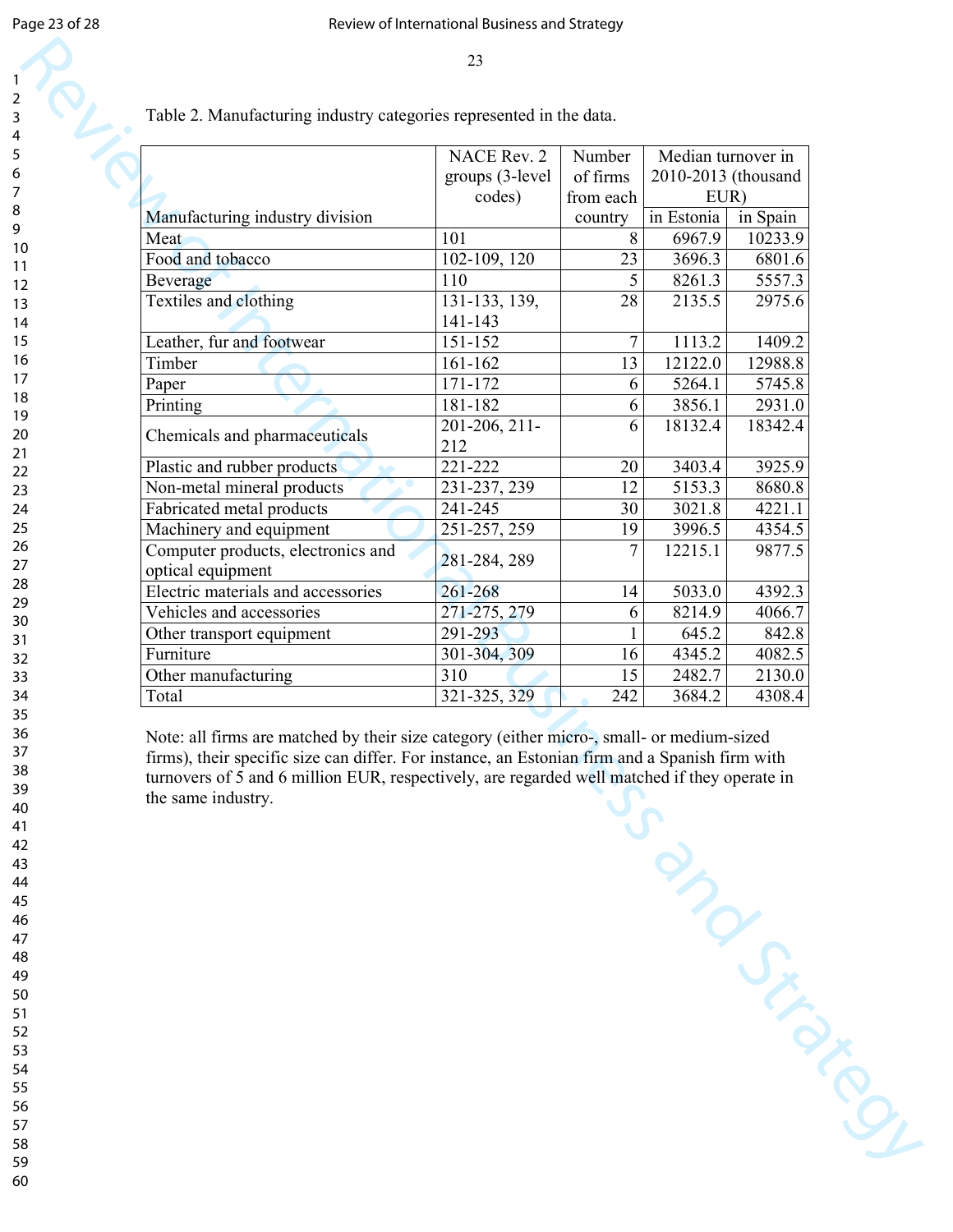Table 2. Manufacturing industry categories represented in the data.

| Manufacturing industry division | NACE Rev. 2 groups (3-level codes) | Number of firms from each country | Median turnover in 2010-2013 (thousand EUR) | |
|---|---|---|---|---|
| | | | in Estonia | in Spain |
| Meat | 101 | 8 | 6967.9 | 10233.9 |
| Food and tobacco | 102-109, 120 | 23 | 3696.3 | 6801.6 |
| Beverage | 110 | 5 | 8261.3 | 5557.3 |
| Textiles and clothing | 131-133, 139, 141-143 | 28 | 2135.5 | 2975.6 |
| Leather, fur and footwear | 151-152 | 7 | 1113.2 | 1409.2 |
| Timber | 161-162 | 13 | 12122.0 | 12988.8 |
| Paper | 171-172 | 6 | 5264.1 | 5745.8 |
| Printing | 181-182 | 6 | 3856.1 | 2931.0 |
| Chemicals and pharmaceuticals | 201-206, 211-212 | 6 | 18132.4 | 18342.4 |
| Plastic and rubber products | 221-222 | 20 | 3403.4 | 3925.9 |
| Non-metal mineral products | 231-237, 239 | 12 | 5153.3 | 8680.8 |
| Fabricated metal products | 241-245 | 30 | 3021.8 | 4221.1 |
| Machinery and equipment | 251-257, 259 | 19 | 3996.5 | 4354.5 |
| Computer products, electronics and optical equipment | 281-284, 289 | 7 | 12215.1 | 9877.5 |
| Electric materials and accessories | 261-268 | 14 | 5033.0 | 4392.3 |
| Vehicles and accessories | 271-275, 279 | 6 | 8214.9 | 4066.7 |
| Other transport equipment | 291-293 | 1 | 645.2 | 842.8 |
| Furniture | 301-304, 309 | 16 | 4345.2 | 4082.5 |
| Other manufacturing | 310 | 15 | 2482.7 | 2130.0 |
| Total | 321-325, 329 | 242 | 3684.2 | 4308.4 |

Note: all firms are matched by their size category (either micro-, small- or medium-sized firms), their specific size can differ. For instance, an Estonian firm and a Spanish firm with turnovers of 5 and 6 million EUR, respectively, are regarded well matched if they operate in the same industry.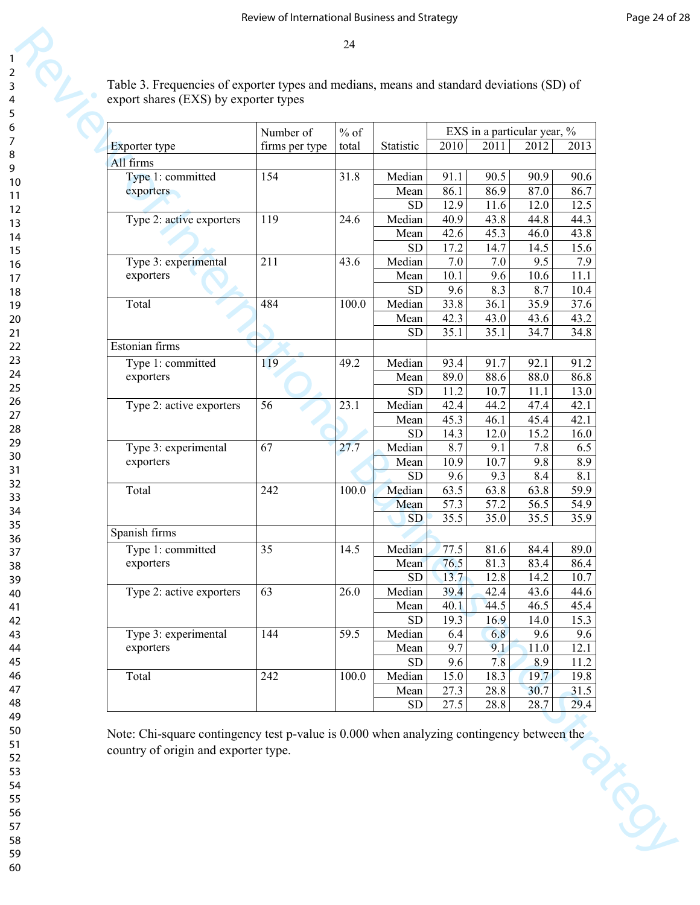Table 3. Frequencies of exporter types and medians, means and standard deviations (SD) of export shares (EXS) by exporter types

| Exporter type | Number of firms per type | % of total | Statistic | EXS in a particular year, % | | | |
|---|---|---|---|---|---|---|---|
| | | | | 2010 | 2011 | 2012 | 2013 |
| All firms | | | | | | | |
| Type 1: committed exporters | 154 | 31.8 | Median | 91.1 | 90.5 | 90.9 | 90.6 |
| | | | Mean | 86.1 | 86.9 | 87.0 | 86.7 |
| | | | SD | 12.9 | 11.6 | 12.0 | 12.5 |
| Type 2: active exporters | 119 | 24.6 | Median | 40.9 | 43.8 | 44.8 | 44.3 |
| | | | Mean | 42.6 | 45.3 | 46.0 | 43.8 |
| | | | SD | 17.2 | 14.7 | 14.5 | 15.6 |
| Type 3: experimental exporters | 211 | 43.6 | Median | 7.0 | 7.0 | 9.5 | 7.9 |
| | | | Mean | 10.1 | 9.6 | 10.6 | 11.1 |
| | | | SD | 9.6 | 8.3 | 8.7 | 10.4 |
| Total | 484 | 100.0 | Median | 33.8 | 36.1 | 35.9 | 37.6 |
| | | | Mean | 42.3 | 43.0 | 43.6 | 43.2 |
| | | | SD | 35.1 | 35.1 | 34.7 | 34.8 |
| Estonian firms | | | | | | | |
| Type 1: committed exporters | 119 | 49.2 | Median | 93.4 | 91.7 | 92.1 | 91.2 |
| | | | Mean | 89.0 | 88.6 | 88.0 | 86.8 |
| | | | SD | 11.2 | 10.7 | 11.1 | 13.0 |
| Type 2: active exporters | 56 | 23.1 | Median | 42.4 | 44.2 | 47.4 | 42.1 |
| | | | Mean | 45.3 | 46.1 | 45.4 | 42.1 |
| | | | SD | 14.3 | 12.0 | 15.2 | 16.0 |
| Type 3: experimental exporters | 67 | 27.7 | Median | 8.7 | 9.1 | 7.8 | 6.5 |
| | | | Mean | 10.9 | 10.7 | 9.8 | 8.9 |
| | | | SD | 9.6 | 9.3 | 8.4 | 8.1 |
| Total | 242 | 100.0 | Median | 63.5 | 63.8 | 63.8 | 59.9 |
| | | | Mean | 57.3 | 57.2 | 56.5 | 54.9 |
| | | | SD | 35.5 | 35.0 | 35.5 | 35.9 |
| Spanish firms | | | | | | | |
| Type 1: committed exporters | 35 | 14.5 | Median | 77.5 | 81.6 | 84.4 | 89.0 |
| | | | Mean | 76.5 | 81.3 | 83.4 | 86.4 |
| | | | SD | 13.7 | 12.8 | 14.2 | 10.7 |
| Type 2: active exporters | 63 | 26.0 | Median | 39.4 | 42.4 | 43.6 | 44.6 |
| | | | Mean | 40.1 | 44.5 | 46.5 | 45.4 |
| | | | SD | 19.3 | 16.9 | 14.0 | 15.3 |
| Type 3: experimental exporters | 144 | 59.5 | Median | 6.4 | 6.8 | 9.6 | 9.6 |
| | | | Mean | 9.7 | 9.1 | 11.0 | 12.1 |
| | | | SD | 9.6 | 7.8 | 8.9 | 11.2 |
| Total | 242 | 100.0 | Median | 15.0 | 18.3 | 19.7 | 19.8 |
| | | | Mean | 27.3 | 28.8 | 30.7 | 31.5 |
| | | | SD | 27.5 | 28.8 | 28.7 | 29.4 |

Note: Chi-square contingency test p-value is 0.000 when analyzing contingency between the country of origin and exporter type.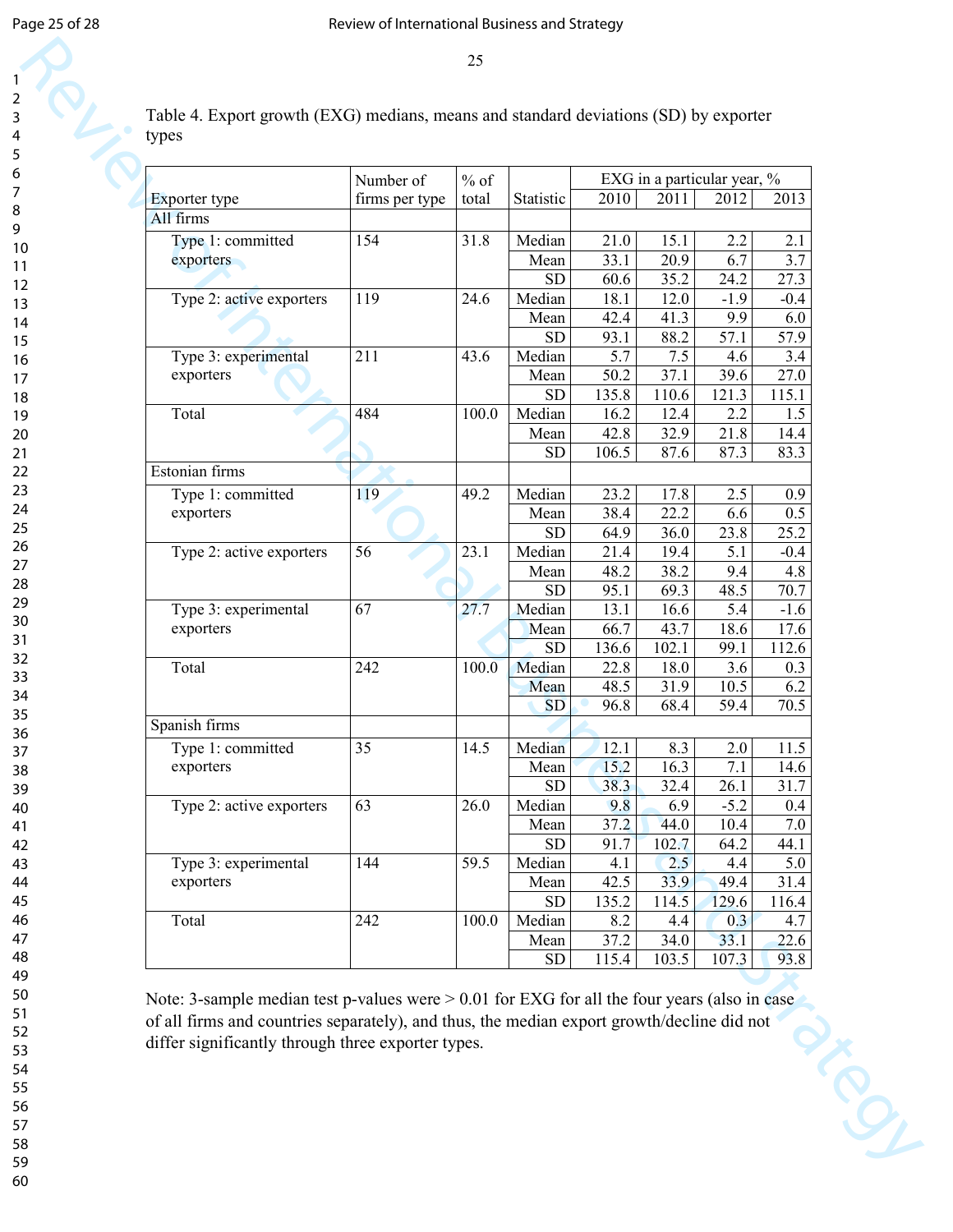Table 4. Export growth (EXG) medians, means and standard deviations (SD) by exporter types

| Exporter type | Number of firms per type | % of total | Statistic | EXG in a particular year, % 2010 | 2011 | 2012 | 2013 |
|---|---|---|---|---|---|---|---|
| All firms | | | | | | | |
| Type 1: committed exporters | 154 | 31.8 | Median | 21.0 | 15.1 | 2.2 | 2.1 |
| | | | Mean | 33.1 | 20.9 | 6.7 | 3.7 |
| | | | SD | 60.6 | 35.2 | 24.2 | 27.3 |
| Type 2: active exporters | 119 | 24.6 | Median | 18.1 | 12.0 | -1.9 | -0.4 |
| | | | Mean | 42.4 | 41.3 | 9.9 | 6.0 |
| | | | SD | 93.1 | 88.2 | 57.1 | 57.9 |
| Type 3: experimental exporters | 211 | 43.6 | Median | 5.7 | 7.5 | 4.6 | 3.4 |
| | | | Mean | 50.2 | 37.1 | 39.6 | 27.0 |
| | | | SD | 135.8 | 110.6 | 121.3 | 115.1 |
| Total | 484 | 100.0 | Median | 16.2 | 12.4 | 2.2 | 1.5 |
| | | | Mean | 42.8 | 32.9 | 21.8 | 14.4 |
| | | | SD | 106.5 | 87.6 | 87.3 | 83.3 |
| Estonian firms | | | | | | | |
| Type 1: committed exporters | 119 | 49.2 | Median | 23.2 | 17.8 | 2.5 | 0.9 |
| | | | Mean | 38.4 | 22.2 | 6.6 | 0.5 |
| | | | SD | 64.9 | 36.0 | 23.8 | 25.2 |
| Type 2: active exporters | 56 | 23.1 | Median | 21.4 | 19.4 | 5.1 | -0.4 |
| | | | Mean | 48.2 | 38.2 | 9.4 | 4.8 |
| | | | SD | 95.1 | 69.3 | 48.5 | 70.7 |
| Type 3: experimental exporters | 67 | 27.7 | Median | 13.1 | 16.6 | 5.4 | -1.6 |
| | | | Mean | 66.7 | 43.7 | 18.6 | 17.6 |
| | | | SD | 136.6 | 102.1 | 99.1 | 112.6 |
| Total | 242 | 100.0 | Median | 22.8 | 18.0 | 3.6 | 0.3 |
| | | | Mean | 48.5 | 31.9 | 10.5 | 6.2 |
| | | | SD | 96.8 | 68.4 | 59.4 | 70.5 |
| Spanish firms | | | | | | | |
| Type 1: committed exporters | 35 | 14.5 | Median | 12.1 | 8.3 | 2.0 | 11.5 |
| | | | Mean | 15.2 | 16.3 | 7.1 | 14.6 |
| | | | SD | 38.3 | 32.4 | 26.1 | 31.7 |
| Type 2: active exporters | 63 | 26.0 | Median | 9.8 | 6.9 | -5.2 | 0.4 |
| | | | Mean | 37.2 | 44.0 | 10.4 | 7.0 |
| | | | SD | 91.7 | 102.7 | 64.2 | 44.1 |
| Type 3: experimental exporters | 144 | 59.5 | Median | 4.1 | 2.5 | 4.4 | 5.0 |
| | | | Mean | 42.5 | 33.9 | 49.4 | 31.4 |
| | | | SD | 135.2 | 114.5 | 129.6 | 116.4 |
| Total | 242 | 100.0 | Median | 8.2 | 4.4 | 0.3 | 4.7 |
| | | | Mean | 37.2 | 34.0 | 33.1 | 22.6 |
| | | | SD | 115.4 | 103.5 | 107.3 | 93.8 |

Note: 3-sample median test p-values were > 0.01 for EXG for all the four years (also in case of all firms and countries separately), and thus, the median export growth/decline did not differ significantly through three exporter types.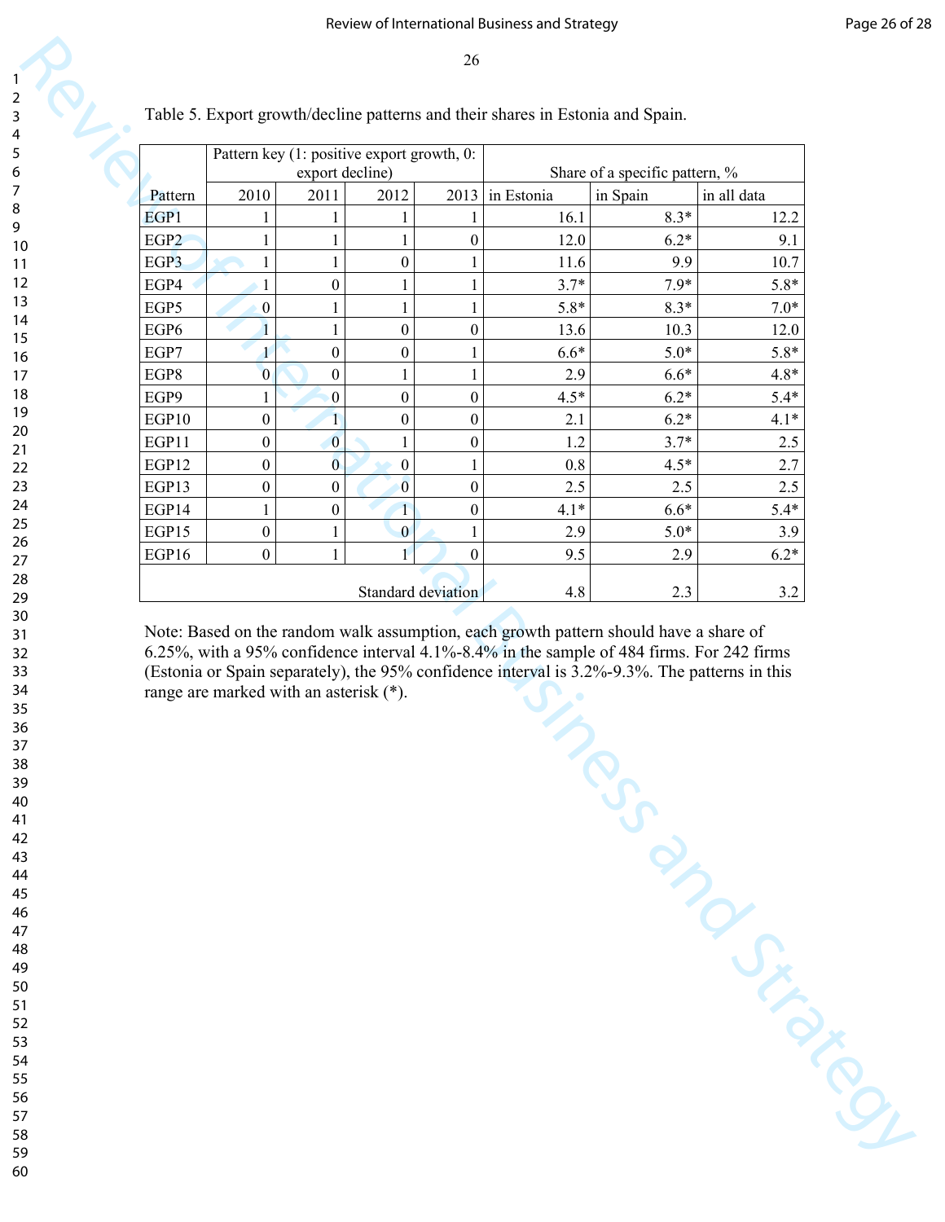Table 5. Export growth/decline patterns and their shares in Estonia and Spain.

| Pattern | Pattern key (1: positive export growth, 0: export decline) | | | | Share of a specific pattern, % | | |
|---|---|---|---|---|---|---|---|
| | 2010 | 2011 | 2012 | 2013 | in Estonia | in Spain | in all data |
| EGP1 | 1 | 1 | 1 | 1 | 16.1 | 8.3* | 12.2 |
| EGP2 | 1 | 1 | 1 | 0 | 12.0 | 6.2* | 9.1 |
| EGP3 | 1 | 1 | 0 | 1 | 11.6 | 9.9 | 10.7 |
| EGP4 | 1 | 0 | 1 | 1 | 3.7* | 7.9* | 5.8* |
| EGP5 | 0 | 1 | 1 | 1 | 5.8* | 8.3* | 7.0* |
| EGP6 | 1 | 1 | 0 | 0 | 13.6 | 10.3 | 12.0 |
| EGP7 | 1 | 0 | 0 | 1 | 6.6* | 5.0* | 5.8* |
| EGP8 | 0 | 0 | 1 | 1 | 2.9 | 6.6* | 4.8* |
| EGP9 | 1 | 0 | 0 | 0 | 4.5* | 6.2* | 5.4* |
| EGP10 | 0 | 1 | 0 | 0 | 2.1 | 6.2* | 4.1* |
| EGP11 | 0 | 0 | 1 | 0 | 1.2 | 3.7* | 2.5 |
| EGP12 | 0 | 0 | 0 | 1 | 0.8 | 4.5* | 2.7 |
| EGP13 | 0 | 0 | 0 | 0 | 2.5 | 2.5 | 2.5 |
| EGP14 | 1 | 0 | 1 | 0 | 4.1* | 6.6* | 5.4* |
| EGP15 | 0 | 1 | 0 | 1 | 2.9 | 5.0* | 3.9 |
| EGP16 | 0 | 1 | 1 | 0 | 9.5 | 2.9 | 6.2* |
| Standard deviation | | | | | 4.8 | 2.3 | 3.2 |

Note: Based on the random walk assumption, each growth pattern should have a share of 6.25%, with a 95% confidence interval 4.1%-8.4% in the sample of 484 firms. For 242 firms (Estonia or Spain separately), the 95% confidence interval is 3.2%-9.3%. The patterns in this range are marked with an asterisk (*).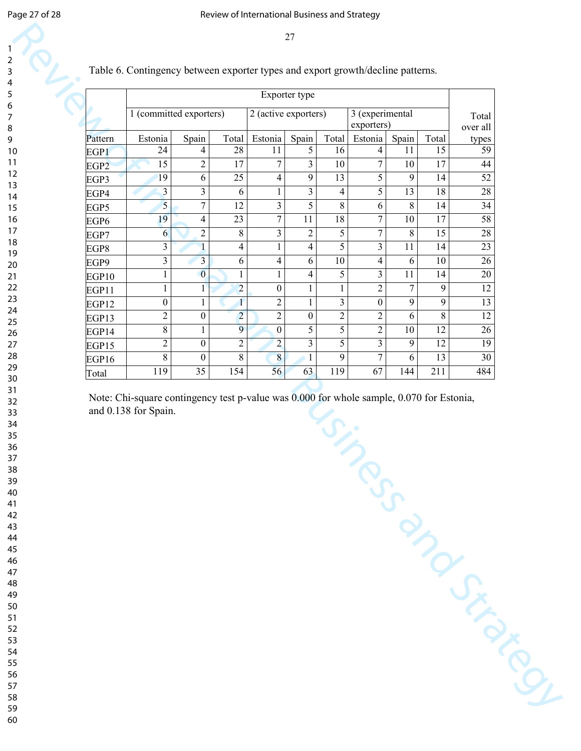Table 6. Contingency between exporter types and export growth/decline patterns.

| | Exporter type | | | | | | | | | Total over all types |
|---|---|---|---|---|---|---|---|---|---|---|
| | 1 (committed exporters) | | | 2 (active exporters) | | | 3 (experimental exporters) | | | |
| Pattern | Estonia | Spain | Total | Estonia | Spain | Total | Estonia | Spain | Total | |
| EGP1 | 24 | 4 | 28 | 11 | 5 | 16 | 4 | 11 | 15 | 59 |
| EGP2 | 15 | 2 | 17 | 7 | 3 | 10 | 7 | 10 | 17 | 44 |
| EGP3 | 19 | 6 | 25 | 4 | 9 | 13 | 5 | 9 | 14 | 52 |
| EGP4 | 3 | 3 | 6 | 1 | 3 | 4 | 5 | 13 | 18 | 28 |
| EGP5 | 5 | 7 | 12 | 3 | 5 | 8 | 6 | 8 | 14 | 34 |
| EGP6 | 19 | 4 | 23 | 7 | 11 | 18 | 7 | 10 | 17 | 58 |
| EGP7 | 6 | 2 | 8 | 3 | 2 | 5 | 7 | 8 | 15 | 28 |
| EGP8 | 3 | 1 | 4 | 1 | 4 | 5 | 3 | 11 | 14 | 23 |
| EGP9 | 3 | 3 | 6 | 4 | 6 | 10 | 4 | 6 | 10 | 26 |
| EGP10 | 1 | 0 | 1 | 1 | 4 | 5 | 3 | 11 | 14 | 20 |
| EGP11 | 1 | 1 | 2 | 0 | 1 | 1 | 2 | 7 | 9 | 12 |
| EGP12 | 0 | 1 | 1 | 2 | 1 | 3 | 0 | 9 | 9 | 13 |
| EGP13 | 2 | 0 | 2 | 2 | 0 | 2 | 2 | 6 | 8 | 12 |
| EGP14 | 8 | 1 | 9 | 0 | 5 | 5 | 2 | 10 | 12 | 26 |
| EGP15 | 2 | 0 | 2 | 2 | 3 | 5 | 3 | 9 | 12 | 19 |
| EGP16 | 8 | 0 | 8 | 8 | 1 | 9 | 7 | 6 | 13 | 30 |
| Total | 119 | 35 | 154 | 56 | 63 | 119 | 67 | 144 | 211 | 484 |

Note: Chi-square contingency test p-value was 0.000 for whole sample, 0.070 for Estonia, and 0.138 for Spain.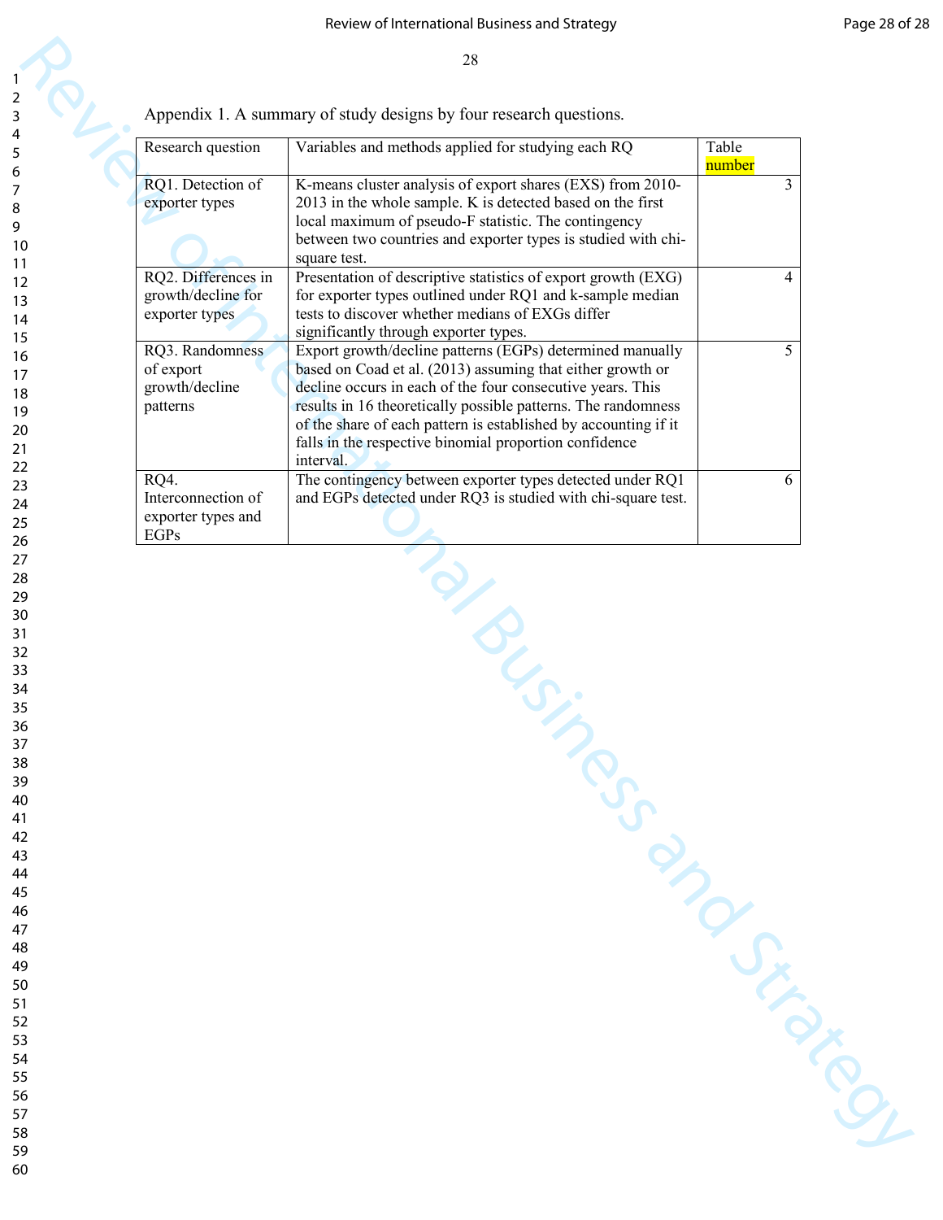Appendix 1. A summary of study designs by four research questions.

| Research question | Variables and methods applied for studying each RQ | Table number |
|---|---|---|
| RQ1. Detection of exporter types | K-means cluster analysis of export shares (EXS) from 2010-2013 in the whole sample. K is detected based on the first local maximum of pseudo-F statistic. The contingency between two countries and exporter types is studied with chi-square test. | 3 |
| RQ2. Differences in growth/decline for exporter types | Presentation of descriptive statistics of export growth (EXG) for exporter types outlined under RQ1 and k-sample median tests to discover whether medians of EXGs differ significantly through exporter types. | 4 |
| RQ3. Randomness of export growth/decline patterns | Export growth/decline patterns (EGPs) determined manually based on Coad et al. (2013) assuming that either growth or decline occurs in each of the four consecutive years. This results in 16 theoretically possible patterns. The randomness of the share of each pattern is established by accounting if it falls in the respective binomial proportion confidence interval. | 5 |
| RQ4. Interconnection of exporter types and EGPs | The contingency between exporter types detected under RQ1 and EGPs detected under RQ3 is studied with chi-square test. | 6 |